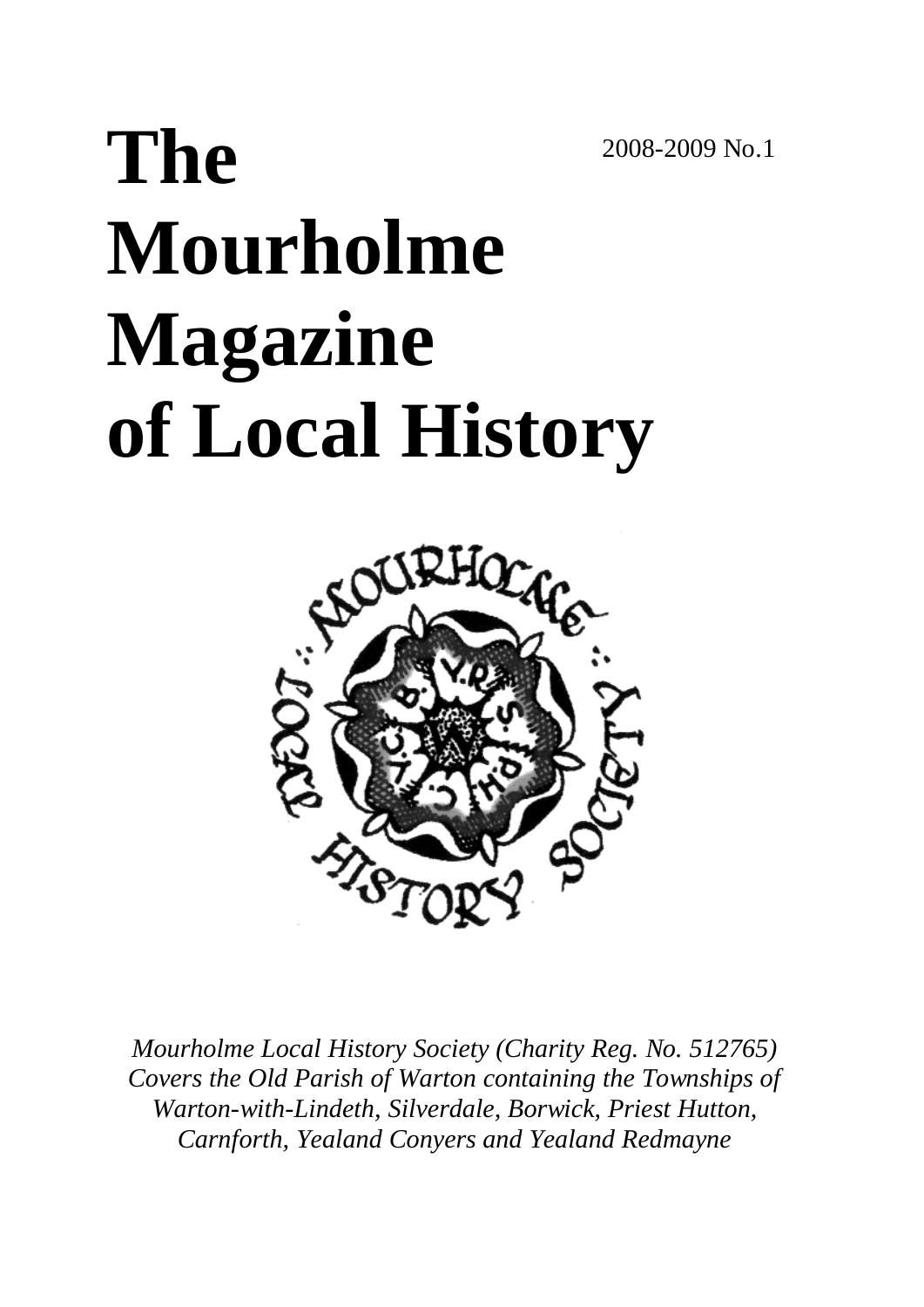# The Mourholme Magazine of Local History

2008-2009 No.1

*Mourholme Local History Society (Charity Reg. No. 512765)*
*Covers the Old Parish of Warton containing the Townships of Warton-with-Lindeth, Silverdale, Borwick, Priest Hutton, Carnforth, Yealand Conyers and Yealand Redmayne*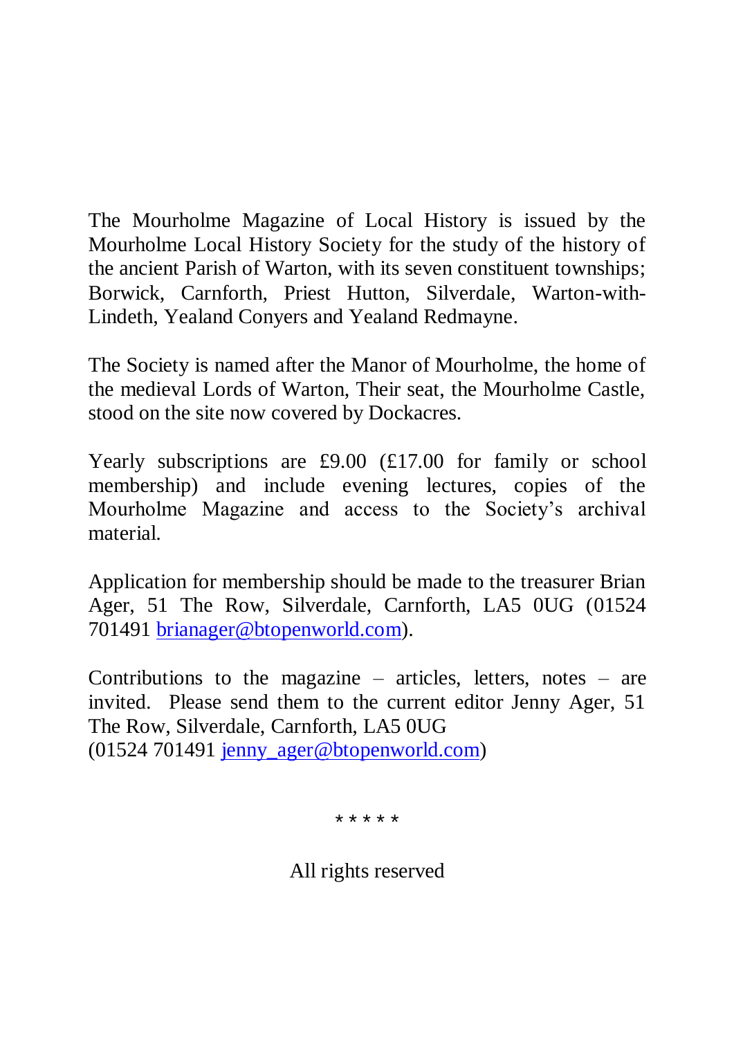The Mourholme Magazine of Local History is issued by the Mourholme Local History Society for the study of the history of the ancient Parish of Warton, with its seven constituent townships; Borwick, Carnforth, Priest Hutton, Silverdale, Warton-with-Lindeth, Yealand Conyers and Yealand Redmayne.

The Society is named after the Manor of Mourholme, the home of the medieval Lords of Warton, Their seat, the Mourholme Castle, stood on the site now covered by Dockacres.

Yearly subscriptions are £9.00 (£17.00 for family or school membership) and include evening lectures, copies of the Mourholme Magazine and access to the Society's archival material.

Application for membership should be made to the treasurer Brian Ager, 51 The Row, Silverdale, Carnforth, LA5 0UG (01524 701491 brianager@btopenworld.com).

Contributions to the magazine – articles, letters, notes – are invited. Please send them to the current editor Jenny Ager, 51 The Row, Silverdale, Carnforth, LA5 0UG
(01524 701491 jenny_ager@btopenworld.com)

\* \* \* \* \*

All rights reserved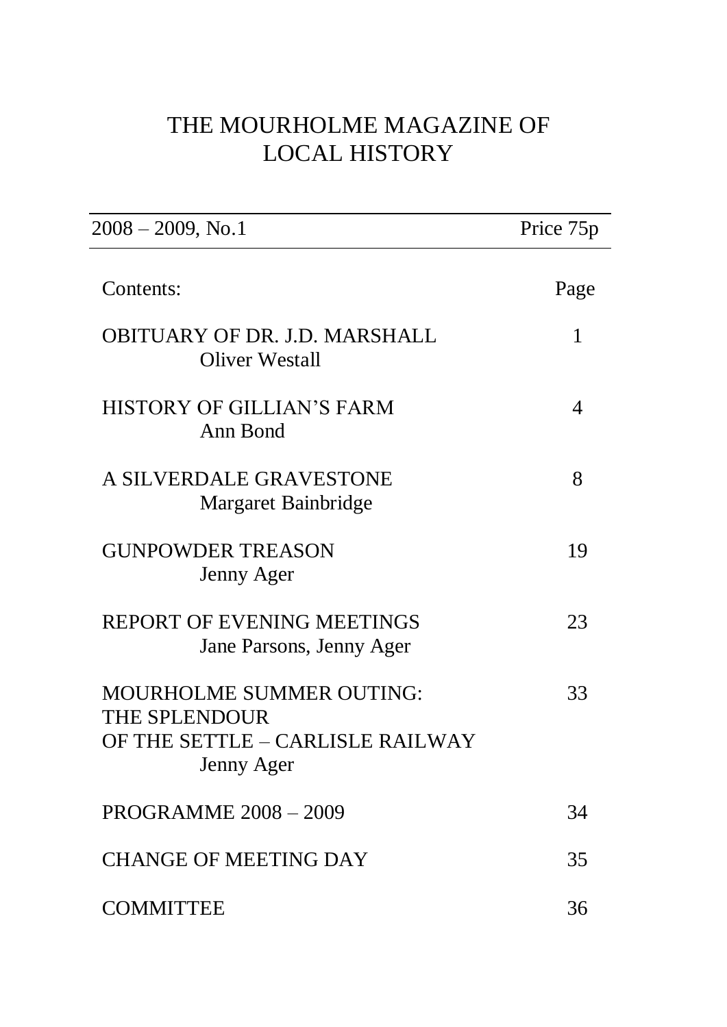# THE MOURHOLME MAGAZINE OF LOCAL HISTORY

| 2008 – 2009, No.1 | Price 75p |
|---|---|

| Contents: | Page |
|---|---|
| OBITUARY OF DR. J.D. MARSHALL<br>Oliver Westall | 1 |
| HISTORY OF GILLIAN'S FARM<br>Ann Bond | 4 |
| A SILVERDALE GRAVESTONE<br>Margaret Bainbridge | 8 |
| GUNPOWDER TREASON<br>Jenny Ager | 19 |
| REPORT OF EVENING MEETINGS<br>Jane Parsons, Jenny Ager | 23 |
| MOURHOLME SUMMER OUTING: THE SPLENDOUR OF THE SETTLE – CARLISLE RAILWAY<br>Jenny Ager | 33 |
| PROGRAMME 2008 – 2009 | 34 |
| CHANGE OF MEETING DAY | 35 |
| COMMITTEE | 36 |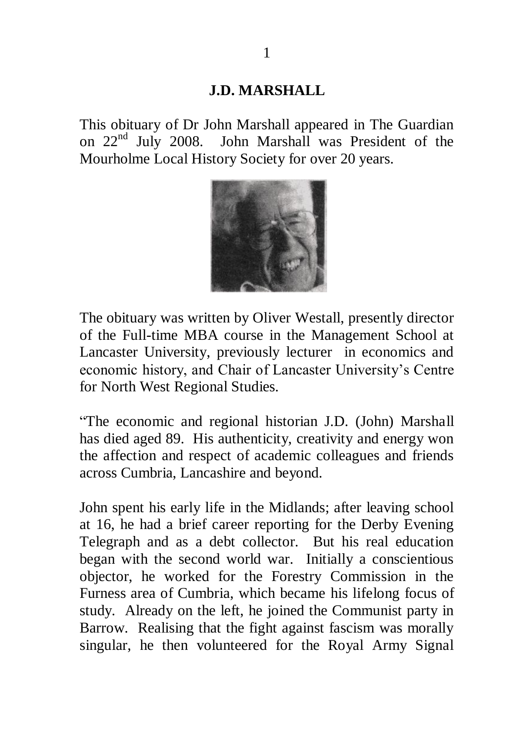## J.D. MARSHALL

This obituary of Dr John Marshall appeared in The Guardian on 22nd July 2008. John Marshall was President of the Mourholme Local History Society for over 20 years.

The obituary was written by Oliver Westall, presently director of the Full-time MBA course in the Management School at Lancaster University, previously lecturer in economics and economic history, and Chair of Lancaster University's Centre for North West Regional Studies.

"The economic and regional historian J.D. (John) Marshall has died aged 89. His authenticity, creativity and energy won the affection and respect of academic colleagues and friends across Cumbria, Lancashire and beyond.

John spent his early life in the Midlands; after leaving school at 16, he had a brief career reporting for the Derby Evening Telegraph and as a debt collector. But his real education began with the second world war. Initially a conscientious objector, he worked for the Forestry Commission in the Furness area of Cumbria, which became his lifelong focus of study. Already on the left, he joined the Communist party in Barrow. Realising that the fight against fascism was morally singular, he then volunteered for the Royal Army Signal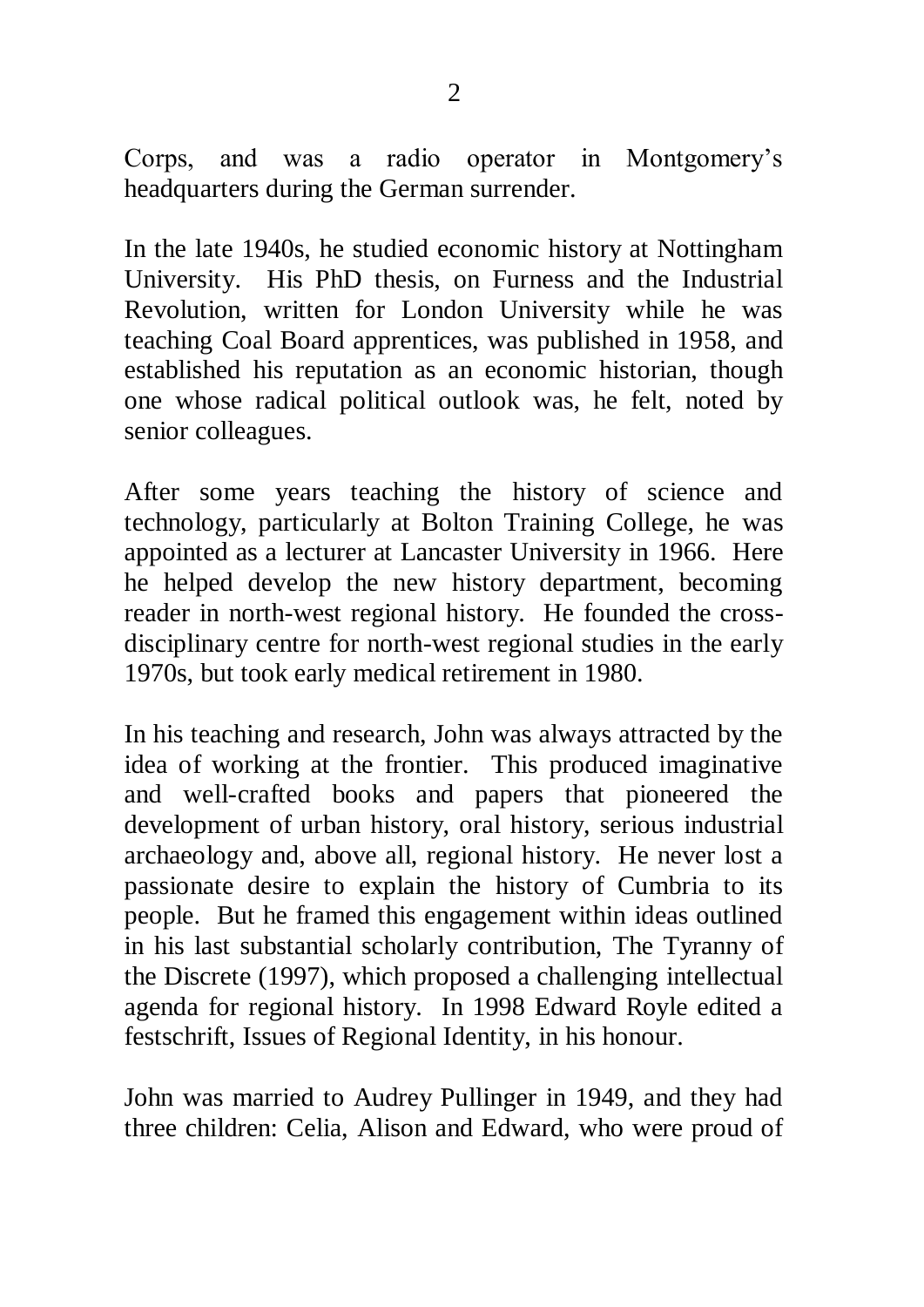Corps, and was a radio operator in Montgomery's headquarters during the German surrender.

In the late 1940s, he studied economic history at Nottingham University. His PhD thesis, on Furness and the Industrial Revolution, written for London University while he was teaching Coal Board apprentices, was published in 1958, and established his reputation as an economic historian, though one whose radical political outlook was, he felt, noted by senior colleagues.

After some years teaching the history of science and technology, particularly at Bolton Training College, he was appointed as a lecturer at Lancaster University in 1966. Here he helped develop the new history department, becoming reader in north-west regional history. He founded the cross-disciplinary centre for north-west regional studies in the early 1970s, but took early medical retirement in 1980.

In his teaching and research, John was always attracted by the idea of working at the frontier. This produced imaginative and well-crafted books and papers that pioneered the development of urban history, oral history, serious industrial archaeology and, above all, regional history. He never lost a passionate desire to explain the history of Cumbria to its people. But he framed this engagement within ideas outlined in his last substantial scholarly contribution, The Tyranny of the Discrete (1997), which proposed a challenging intellectual agenda for regional history. In 1998 Edward Royle edited a festschrift, Issues of Regional Identity, in his honour.

John was married to Audrey Pullinger in 1949, and they had three children: Celia, Alison and Edward, who were proud of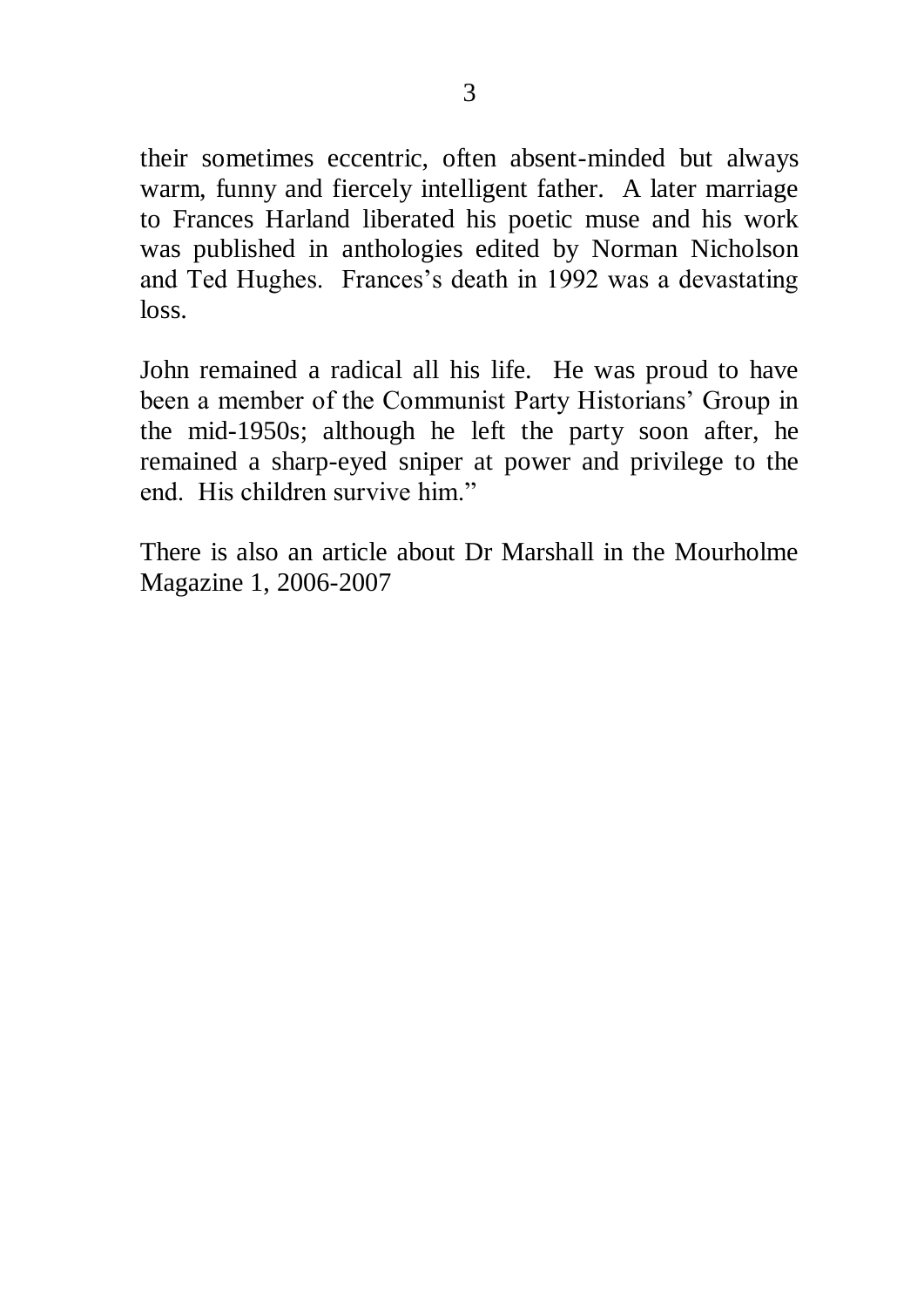their sometimes eccentric, often absent-minded but always warm, funny and fiercely intelligent father. A later marriage to Frances Harland liberated his poetic muse and his work was published in anthologies edited by Norman Nicholson and Ted Hughes. Frances's death in 1992 was a devastating loss.

John remained a radical all his life. He was proud to have been a member of the Communist Party Historians' Group in the mid-1950s; although he left the party soon after, he remained a sharp-eyed sniper at power and privilege to the end. His children survive him."

There is also an article about Dr Marshall in the Mourholme Magazine 1, 2006-2007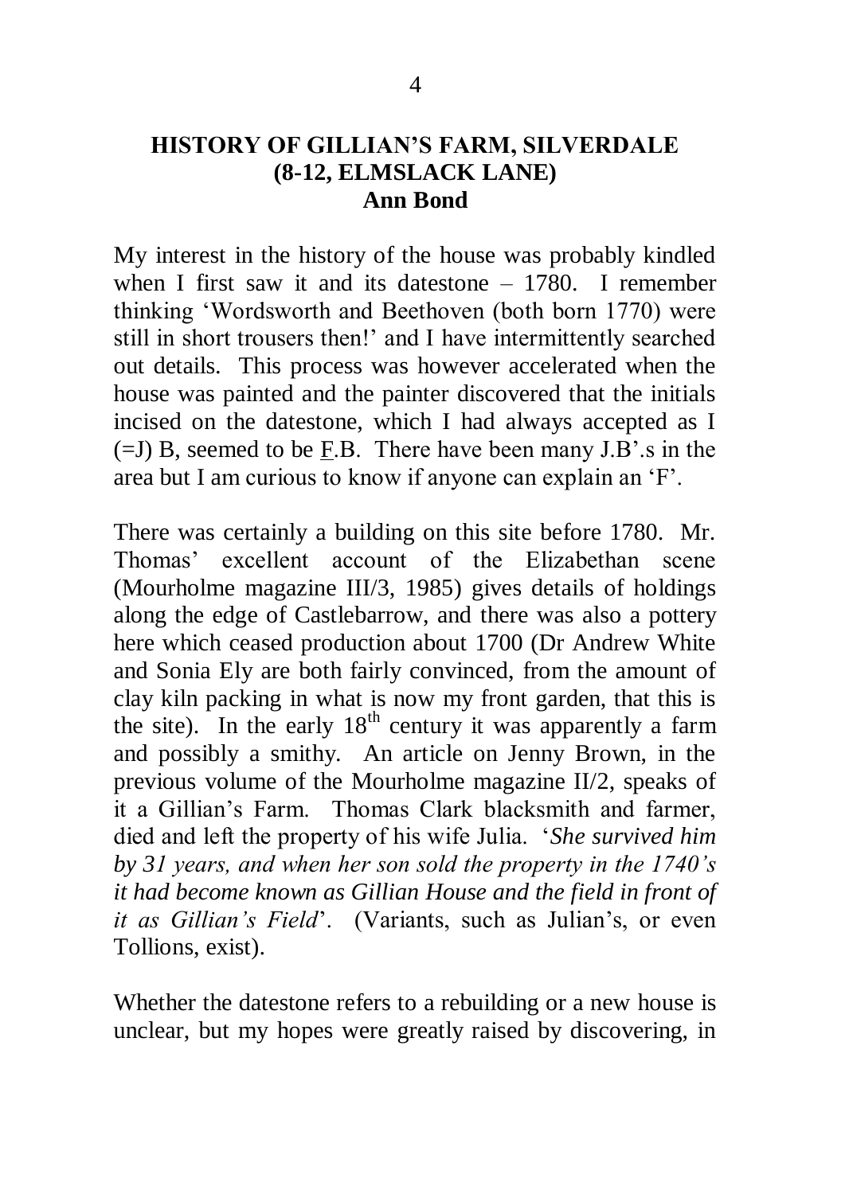## HISTORY OF GILLIAN'S FARM, SILVERDALE (8-12, ELMSLACK LANE)
### Ann Bond

My interest in the history of the house was probably kindled when I first saw it and its datestone – 1780. I remember thinking 'Wordsworth and Beethoven (both born 1770) were still in short trousers then!' and I have intermittently searched out details. This process was however accelerated when the house was painted and the painter discovered that the initials incised on the datestone, which I had always accepted as I (=J) B, seemed to be <u>F</u>.B. There have been many J.B'.s in the area but I am curious to know if anyone can explain an 'F'.

There was certainly a building on this site before 1780. Mr. Thomas' excellent account of the Elizabethan scene (Mourholme magazine III/3, 1985) gives details of holdings along the edge of Castlebarrow, and there was also a pottery here which ceased production about 1700 (Dr Andrew White and Sonia Ely are both fairly convinced, from the amount of clay kiln packing in what is now my front garden, that this is the site). In the early 18th century it was apparently a farm and possibly a smithy. An article on Jenny Brown, in the previous volume of the Mourholme magazine II/2, speaks of it a Gillian's Farm. Thomas Clark blacksmith and farmer, died and left the property of his wife Julia. '*She survived him by 31 years, and when her son sold the property in the 1740's it had become known as Gillian House and the field in front of it as Gillian's Field*'. (Variants, such as Julian's, or even Tollions, exist).

Whether the datestone refers to a rebuilding or a new house is unclear, but my hopes were greatly raised by discovering, in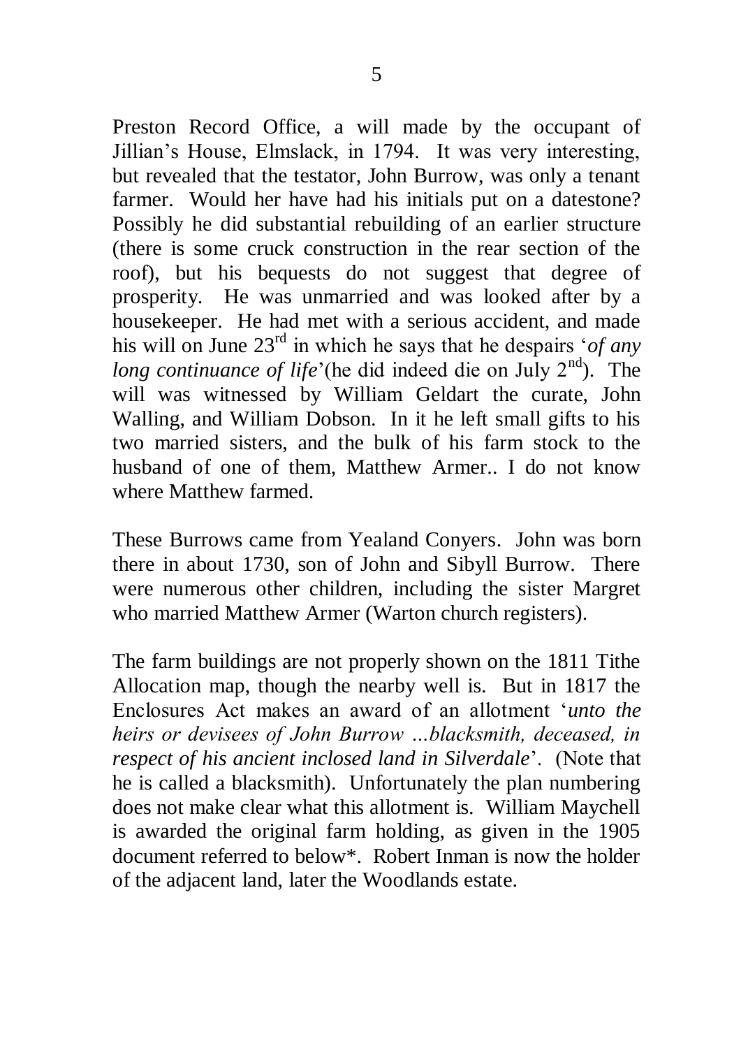Preston Record Office, a will made by the occupant of Jillian's House, Elmslack, in 1794. It was very interesting, but revealed that the testator, John Burrow, was only a tenant farmer. Would her have had his initials put on a datestone? Possibly he did substantial rebuilding of an earlier structure (there is some cruck construction in the rear section of the roof), but his bequests do not suggest that degree of prosperity. He was unmarried and was looked after by a housekeeper. He had met with a serious accident, and made his will on June 23rd in which he says that he despairs '*of any long continuance of life*'(he did indeed die on July 2nd). The will was witnessed by William Geldart the curate, John Walling, and William Dobson. In it he left small gifts to his two married sisters, and the bulk of his farm stock to the husband of one of them, Matthew Armer.. I do not know where Matthew farmed.

These Burrows came from Yealand Conyers. John was born there in about 1730, son of John and Sibyll Burrow. There were numerous other children, including the sister Margret who married Matthew Armer (Warton church registers).

The farm buildings are not properly shown on the 1811 Tithe Allocation map, though the nearby well is. But in 1817 the Enclosures Act makes an award of an allotment '*unto the heirs or devisees of John Burrow …blacksmith, deceased, in respect of his ancient inclosed land in Silverdale*'. (Note that he is called a blacksmith). Unfortunately the plan numbering does not make clear what this allotment is. William Maychell is awarded the original farm holding, as given in the 1905 document referred to below*. Robert Inman is now the holder of the adjacent land, later the Woodlands estate.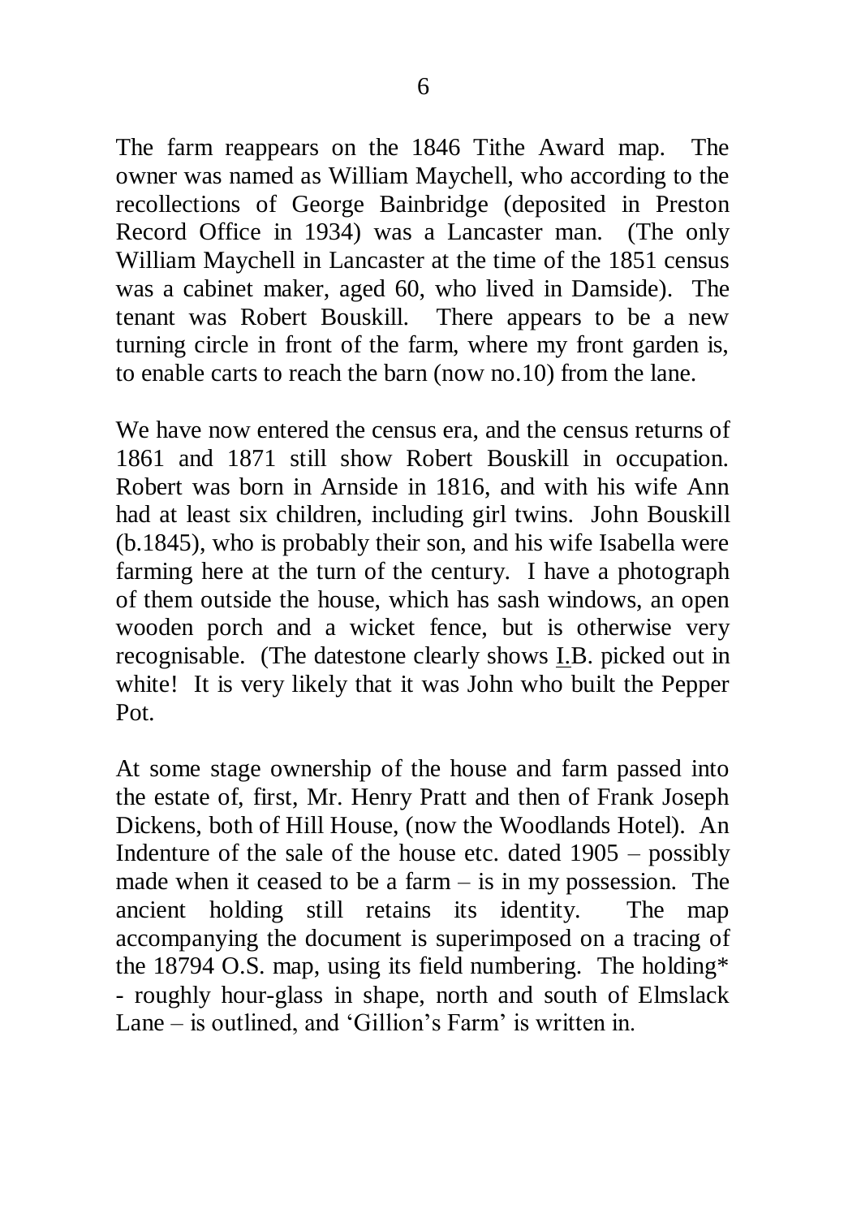The farm reappears on the 1846 Tithe Award map. The owner was named as William Maychell, who according to the recollections of George Bainbridge (deposited in Preston Record Office in 1934) was a Lancaster man. (The only William Maychell in Lancaster at the time of the 1851 census was a cabinet maker, aged 60, who lived in Damside). The tenant was Robert Bouskill. There appears to be a new turning circle in front of the farm, where my front garden is, to enable carts to reach the barn (now no.10) from the lane.

We have now entered the census era, and the census returns of 1861 and 1871 still show Robert Bouskill in occupation. Robert was born in Arnside in 1816, and with his wife Ann had at least six children, including girl twins. John Bouskill (b.1845), who is probably their son, and his wife Isabella were farming here at the turn of the century. I have a photograph of them outside the house, which has sash windows, an open wooden porch and a wicket fence, but is otherwise very recognisable. (The datestone clearly shows <u>I.</u>B. picked out in white! It is very likely that it was John who built the Pepper Pot.

At some stage ownership of the house and farm passed into the estate of, first, Mr. Henry Pratt and then of Frank Joseph Dickens, both of Hill House, (now the Woodlands Hotel). An Indenture of the sale of the house etc. dated 1905 – possibly made when it ceased to be a farm – is in my possession. The ancient holding still retains its identity. The map accompanying the document is superimposed on a tracing of the 18794 O.S. map, using its field numbering. The holding* - roughly hour-glass in shape, north and south of Elmslack Lane – is outlined, and 'Gillion's Farm' is written in.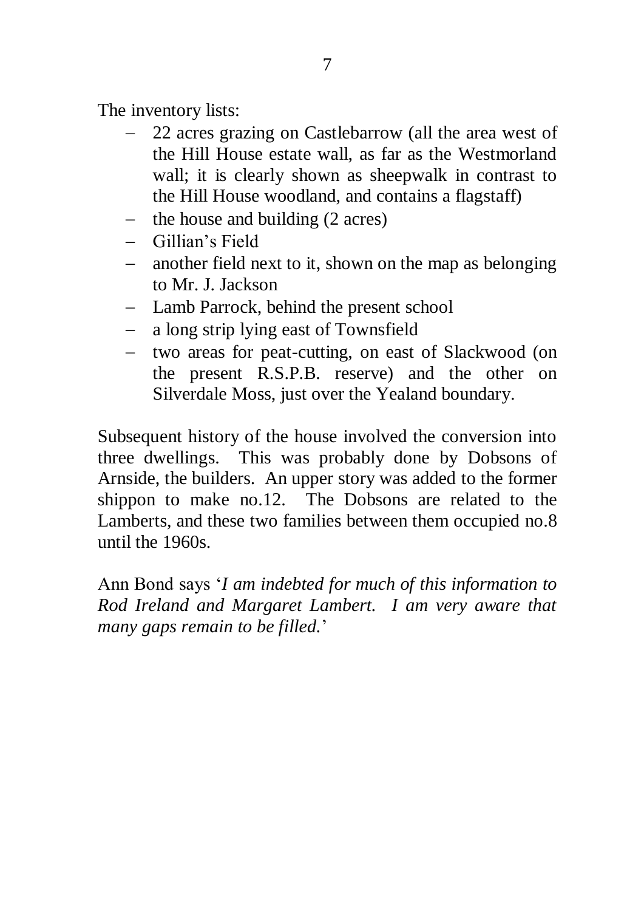The inventory lists:

- 22 acres grazing on Castlebarrow (all the area west of the Hill House estate wall, as far as the Westmorland wall; it is clearly shown as sheepwalk in contrast to the Hill House woodland, and contains a flagstaff)
- the house and building (2 acres)
- Gillian's Field
- another field next to it, shown on the map as belonging to Mr. J. Jackson
- Lamb Parrock, behind the present school
- a long strip lying east of Townsfield
- two areas for peat-cutting, on east of Slackwood (on the present R.S.P.B. reserve) and the other on Silverdale Moss, just over the Yealand boundary.

Subsequent history of the house involved the conversion into three dwellings. This was probably done by Dobsons of Arnside, the builders. An upper story was added to the former shippon to make no.12. The Dobsons are related to the Lamberts, and these two families between them occupied no.8 until the 1960s.

Ann Bond says '*I am indebted for much of this information to Rod Ireland and Margaret Lambert. I am very aware that many gaps remain to be filled.*'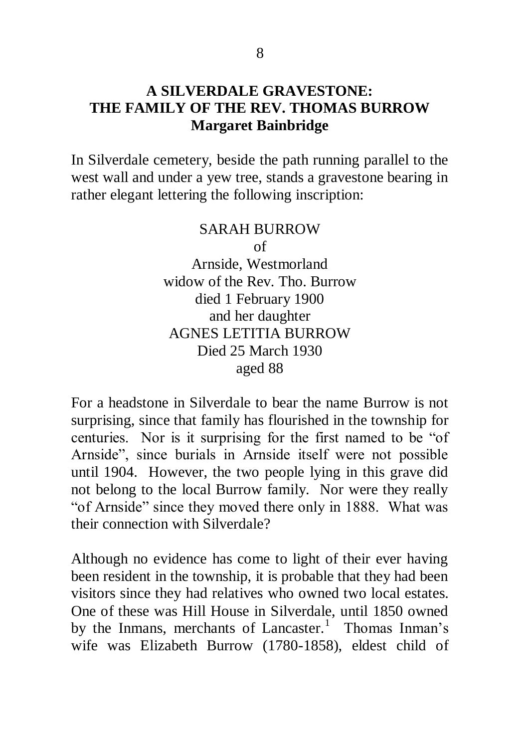## A SILVERDALE GRAVESTONE: THE FAMILY OF THE REV. THOMAS BURROW

**Margaret Bainbridge**

In Silverdale cemetery, beside the path running parallel to the west wall and under a yew tree, stands a gravestone bearing in rather elegant lettering the following inscription:

SARAH BURROW  
of  
Arnside, Westmorland  
widow of the Rev. Tho. Burrow  
died 1 February 1900  
and her daughter  
AGNES LETITIA BURROW  
Died 25 March 1930  
aged 88

For a headstone in Silverdale to bear the name Burrow is not surprising, since that family has flourished in the township for centuries. Nor is it surprising for the first named to be "of Arnside", since burials in Arnside itself were not possible until 1904. However, the two people lying in this grave did not belong to the local Burrow family. Nor were they really "of Arnside" since they moved there only in 1888. What was their connection with Silverdale?

Although no evidence has come to light of their ever having been resident in the township, it is probable that they had been visitors since they had relatives who owned two local estates. One of these was Hill House in Silverdale, until 1850 owned by the Inmans, merchants of Lancaster.[1] Thomas Inman's wife was Elizabeth Burrow (1780-1858), eldest child of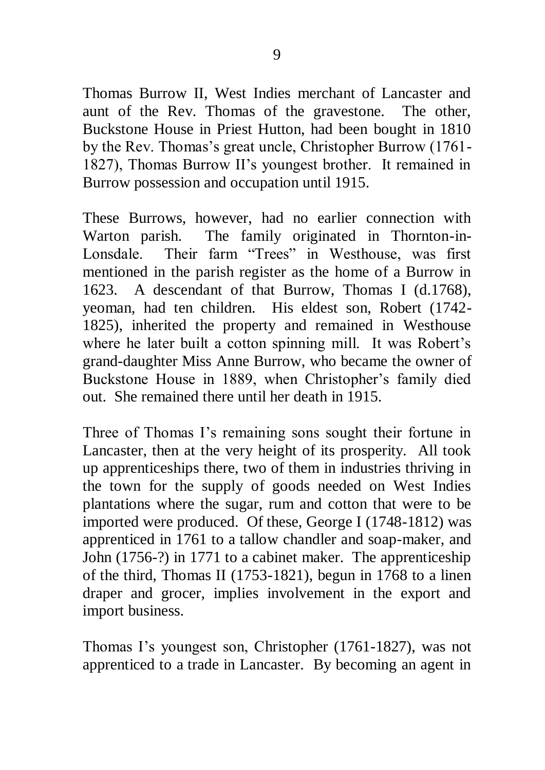Thomas Burrow II, West Indies merchant of Lancaster and aunt of the Rev. Thomas of the gravestone. The other, Buckstone House in Priest Hutton, had been bought in 1810 by the Rev. Thomas's great uncle, Christopher Burrow (1761-1827), Thomas Burrow II's youngest brother. It remained in Burrow possession and occupation until 1915.

These Burrows, however, had no earlier connection with Warton parish. The family originated in Thornton-in-Lonsdale. Their farm "Trees" in Westhouse, was first mentioned in the parish register as the home of a Burrow in 1623. A descendant of that Burrow, Thomas I (d.1768), yeoman, had ten children. His eldest son, Robert (1742-1825), inherited the property and remained in Westhouse where he later built a cotton spinning mill. It was Robert's grand-daughter Miss Anne Burrow, who became the owner of Buckstone House in 1889, when Christopher's family died out. She remained there until her death in 1915.

Three of Thomas I's remaining sons sought their fortune in Lancaster, then at the very height of its prosperity. All took up apprenticeships there, two of them in industries thriving in the town for the supply of goods needed on West Indies plantations where the sugar, rum and cotton that were to be imported were produced. Of these, George I (1748-1812) was apprenticed in 1761 to a tallow chandler and soap-maker, and John (1756-?) in 1771 to a cabinet maker. The apprenticeship of the third, Thomas II (1753-1821), begun in 1768 to a linen draper and grocer, implies involvement in the export and import business.

Thomas I's youngest son, Christopher (1761-1827), was not apprenticed to a trade in Lancaster. By becoming an agent in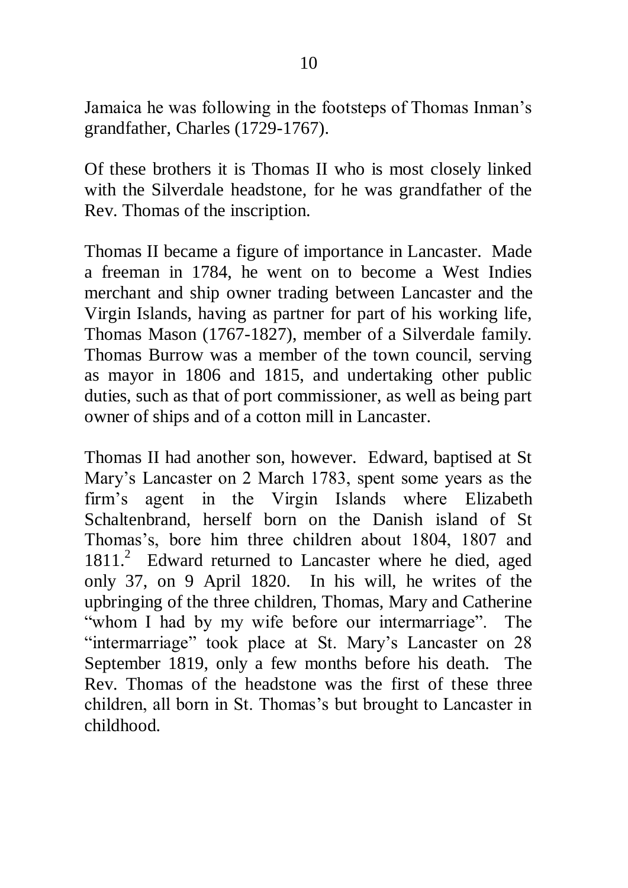Jamaica he was following in the footsteps of Thomas Inman's grandfather, Charles (1729-1767).

Of these brothers it is Thomas II who is most closely linked with the Silverdale headstone, for he was grandfather of the Rev. Thomas of the inscription.

Thomas II became a figure of importance in Lancaster. Made a freeman in 1784, he went on to become a West Indies merchant and ship owner trading between Lancaster and the Virgin Islands, having as partner for part of his working life, Thomas Mason (1767-1827), member of a Silverdale family. Thomas Burrow was a member of the town council, serving as mayor in 1806 and 1815, and undertaking other public duties, such as that of port commissioner, as well as being part owner of ships and of a cotton mill in Lancaster.

Thomas II had another son, however. Edward, baptised at St Mary's Lancaster on 2 March 1783, spent some years as the firm's agent in the Virgin Islands where Elizabeth Schaltenbrand, herself born on the Danish island of St Thomas's, bore him three children about 1804, 1807 and 1811.[2] Edward returned to Lancaster where he died, aged only 37, on 9 April 1820. In his will, he writes of the upbringing of the three children, Thomas, Mary and Catherine "whom I had by my wife before our intermarriage". The "intermarriage" took place at St. Mary's Lancaster on 28 September 1819, only a few months before his death. The Rev. Thomas of the headstone was the first of these three children, all born in St. Thomas's but brought to Lancaster in childhood.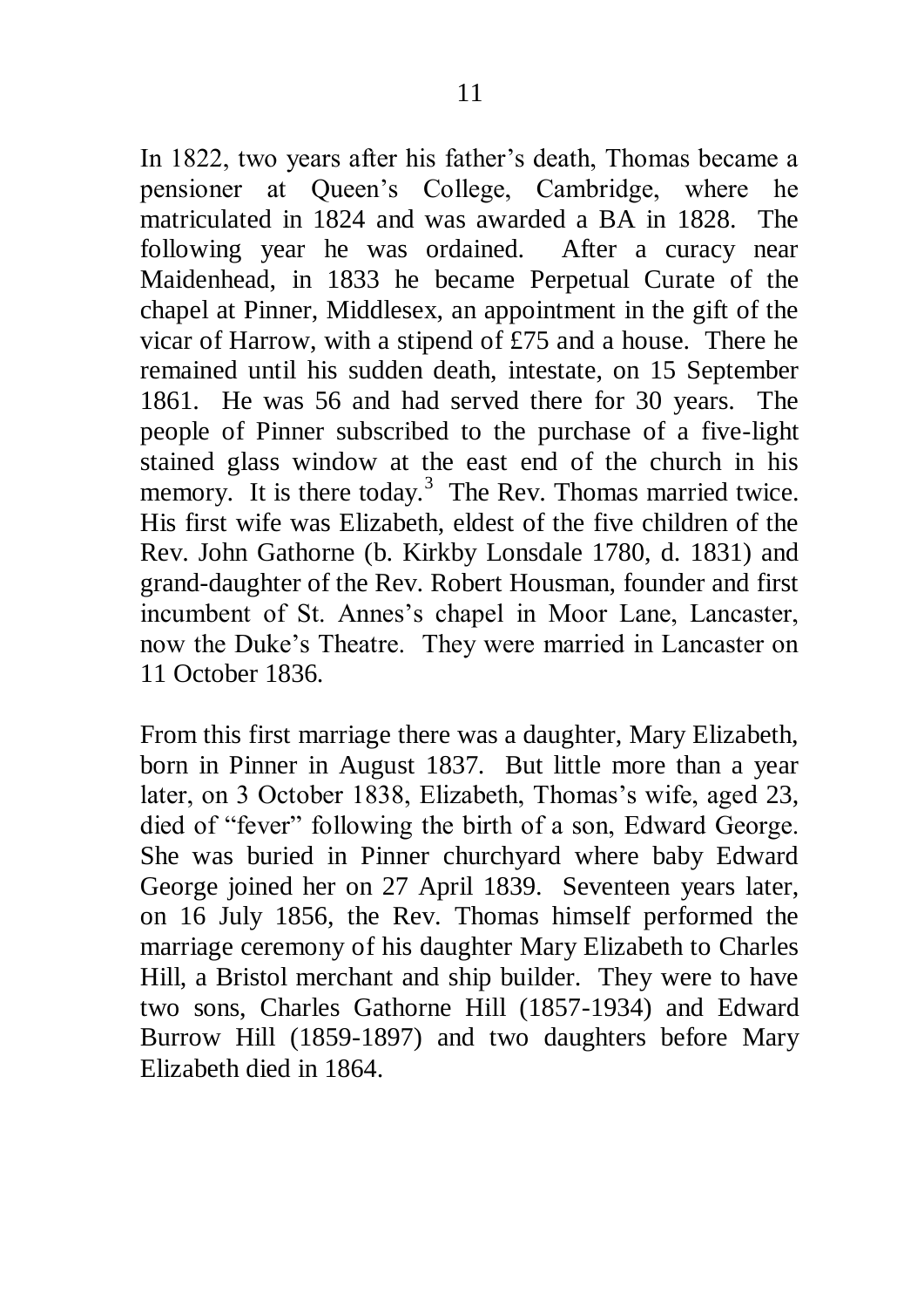In 1822, two years after his father's death, Thomas became a pensioner at Queen's College, Cambridge, where he matriculated in 1824 and was awarded a BA in 1828. The following year he was ordained. After a curacy near Maidenhead, in 1833 he became Perpetual Curate of the chapel at Pinner, Middlesex, an appointment in the gift of the vicar of Harrow, with a stipend of £75 and a house. There he remained until his sudden death, intestate, on 15 September 1861. He was 56 and had served there for 30 years. The people of Pinner subscribed to the purchase of a five-light stained glass window at the east end of the church in his memory. It is there today.[3] The Rev. Thomas married twice. His first wife was Elizabeth, eldest of the five children of the Rev. John Gathorne (b. Kirkby Lonsdale 1780, d. 1831) and grand-daughter of the Rev. Robert Housman, founder and first incumbent of St. Annes's chapel in Moor Lane, Lancaster, now the Duke's Theatre. They were married in Lancaster on 11 October 1836.

From this first marriage there was a daughter, Mary Elizabeth, born in Pinner in August 1837. But little more than a year later, on 3 October 1838, Elizabeth, Thomas's wife, aged 23, died of "fever" following the birth of a son, Edward George. She was buried in Pinner churchyard where baby Edward George joined her on 27 April 1839. Seventeen years later, on 16 July 1856, the Rev. Thomas himself performed the marriage ceremony of his daughter Mary Elizabeth to Charles Hill, a Bristol merchant and ship builder. They were to have two sons, Charles Gathorne Hill (1857-1934) and Edward Burrow Hill (1859-1897) and two daughters before Mary Elizabeth died in 1864.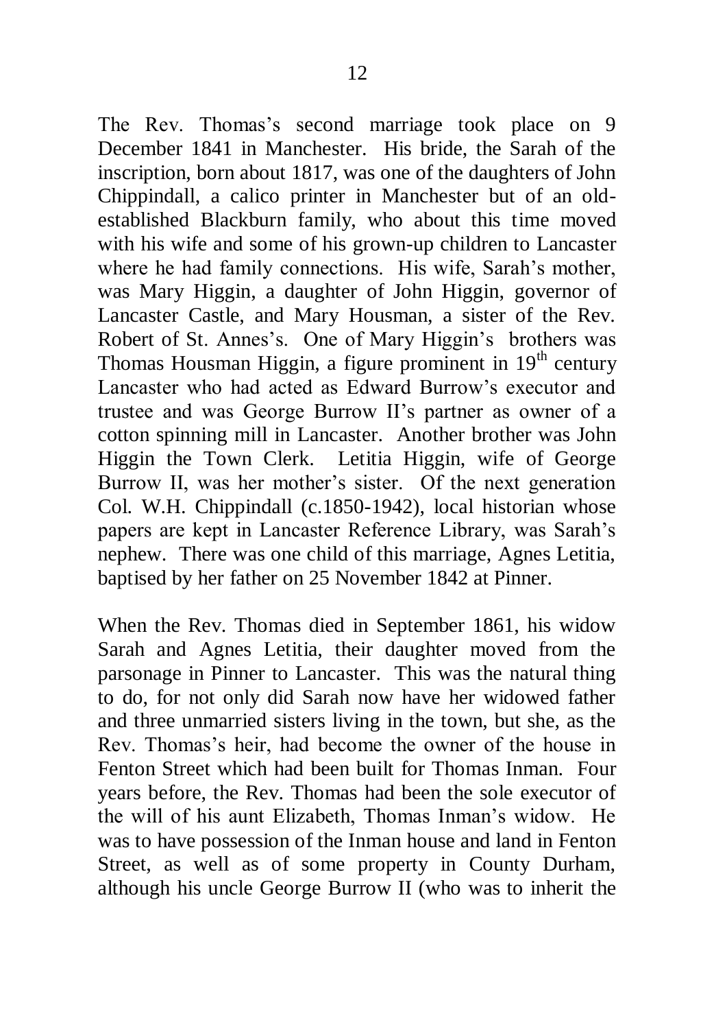The Rev. Thomas's second marriage took place on 9 December 1841 in Manchester. His bride, the Sarah of the inscription, born about 1817, was one of the daughters of John Chippindall, a calico printer in Manchester but of an old-established Blackburn family, who about this time moved with his wife and some of his grown-up children to Lancaster where he had family connections. His wife, Sarah's mother, was Mary Higgin, a daughter of John Higgin, governor of Lancaster Castle, and Mary Housman, a sister of the Rev. Robert of St. Annes's. One of Mary Higgin's brothers was Thomas Housman Higgin, a figure prominent in 19th century Lancaster who had acted as Edward Burrow's executor and trustee and was George Burrow II's partner as owner of a cotton spinning mill in Lancaster. Another brother was John Higgin the Town Clerk. Letitia Higgin, wife of George Burrow II, was her mother's sister. Of the next generation Col. W.H. Chippindall (c.1850-1942), local historian whose papers are kept in Lancaster Reference Library, was Sarah's nephew. There was one child of this marriage, Agnes Letitia, baptised by her father on 25 November 1842 at Pinner.

When the Rev. Thomas died in September 1861, his widow Sarah and Agnes Letitia, their daughter moved from the parsonage in Pinner to Lancaster. This was the natural thing to do, for not only did Sarah now have her widowed father and three unmarried sisters living in the town, but she, as the Rev. Thomas's heir, had become the owner of the house in Fenton Street which had been built for Thomas Inman. Four years before, the Rev. Thomas had been the sole executor of the will of his aunt Elizabeth, Thomas Inman's widow. He was to have possession of the Inman house and land in Fenton Street, as well as of some property in County Durham, although his uncle George Burrow II (who was to inherit the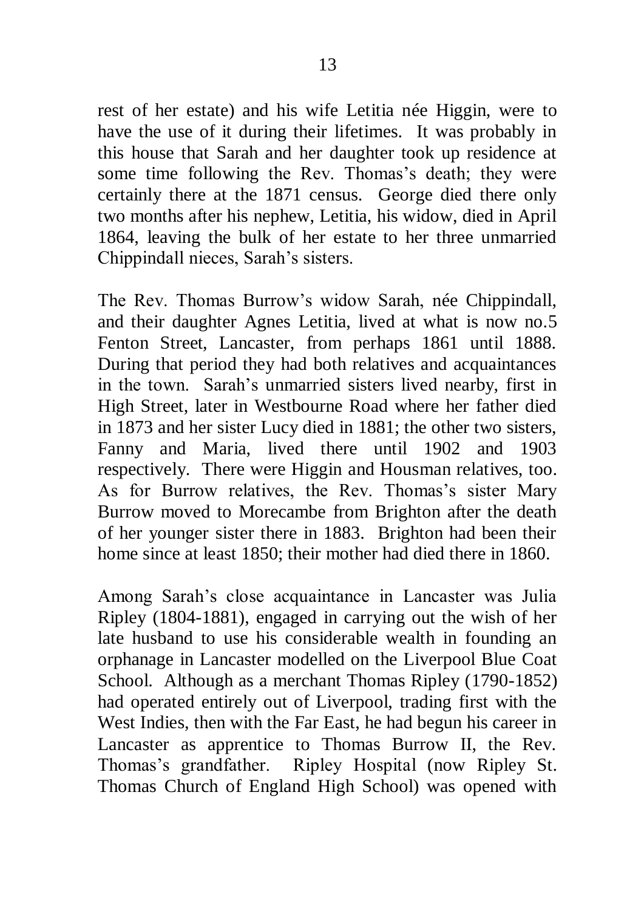rest of her estate) and his wife Letitia née Higgin, were to have the use of it during their lifetimes. It was probably in this house that Sarah and her daughter took up residence at some time following the Rev. Thomas's death; they were certainly there at the 1871 census. George died there only two months after his nephew, Letitia, his widow, died in April 1864, leaving the bulk of her estate to her three unmarried Chippindall nieces, Sarah's sisters.

The Rev. Thomas Burrow's widow Sarah, née Chippindall, and their daughter Agnes Letitia, lived at what is now no.5 Fenton Street, Lancaster, from perhaps 1861 until 1888. During that period they had both relatives and acquaintances in the town. Sarah's unmarried sisters lived nearby, first in High Street, later in Westbourne Road where her father died in 1873 and her sister Lucy died in 1881; the other two sisters, Fanny and Maria, lived there until 1902 and 1903 respectively. There were Higgin and Housman relatives, too. As for Burrow relatives, the Rev. Thomas's sister Mary Burrow moved to Morecambe from Brighton after the death of her younger sister there in 1883. Brighton had been their home since at least 1850; their mother had died there in 1860.

Among Sarah's close acquaintance in Lancaster was Julia Ripley (1804-1881), engaged in carrying out the wish of her late husband to use his considerable wealth in founding an orphanage in Lancaster modelled on the Liverpool Blue Coat School. Although as a merchant Thomas Ripley (1790-1852) had operated entirely out of Liverpool, trading first with the West Indies, then with the Far East, he had begun his career in Lancaster as apprentice to Thomas Burrow II, the Rev. Thomas's grandfather. Ripley Hospital (now Ripley St. Thomas Church of England High School) was opened with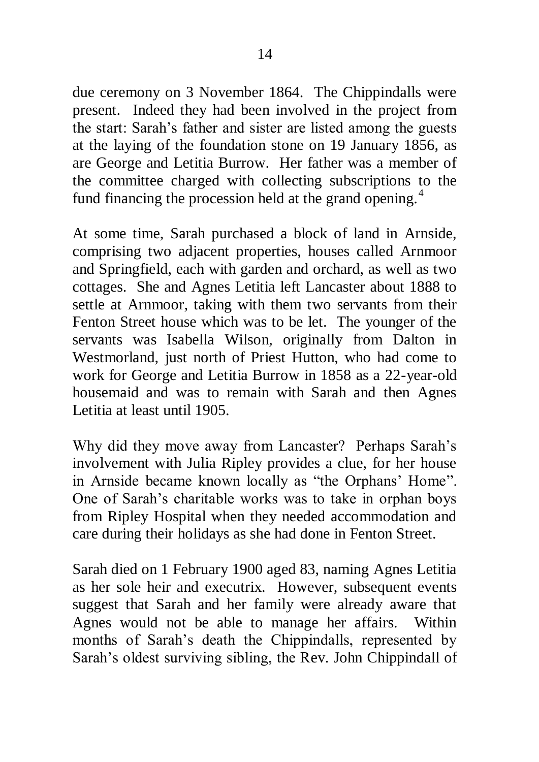due ceremony on 3 November 1864. The Chippindalls were present. Indeed they had been involved in the project from the start: Sarah's father and sister are listed among the guests at the laying of the foundation stone on 19 January 1856, as are George and Letitia Burrow. Her father was a member of the committee charged with collecting subscriptions to the fund financing the procession held at the grand opening.[4]

At some time, Sarah purchased a block of land in Arnside, comprising two adjacent properties, houses called Arnmoor and Springfield, each with garden and orchard, as well as two cottages. She and Agnes Letitia left Lancaster about 1888 to settle at Arnmoor, taking with them two servants from their Fenton Street house which was to be let. The younger of the servants was Isabella Wilson, originally from Dalton in Westmorland, just north of Priest Hutton, who had come to work for George and Letitia Burrow in 1858 as a 22-year-old housemaid and was to remain with Sarah and then Agnes Letitia at least until 1905.

Why did they move away from Lancaster? Perhaps Sarah's involvement with Julia Ripley provides a clue, for her house in Arnside became known locally as "the Orphans' Home". One of Sarah's charitable works was to take in orphan boys from Ripley Hospital when they needed accommodation and care during their holidays as she had done in Fenton Street.

Sarah died on 1 February 1900 aged 83, naming Agnes Letitia as her sole heir and executrix. However, subsequent events suggest that Sarah and her family were already aware that Agnes would not be able to manage her affairs. Within months of Sarah's death the Chippindalls, represented by Sarah's oldest surviving sibling, the Rev. John Chippindall of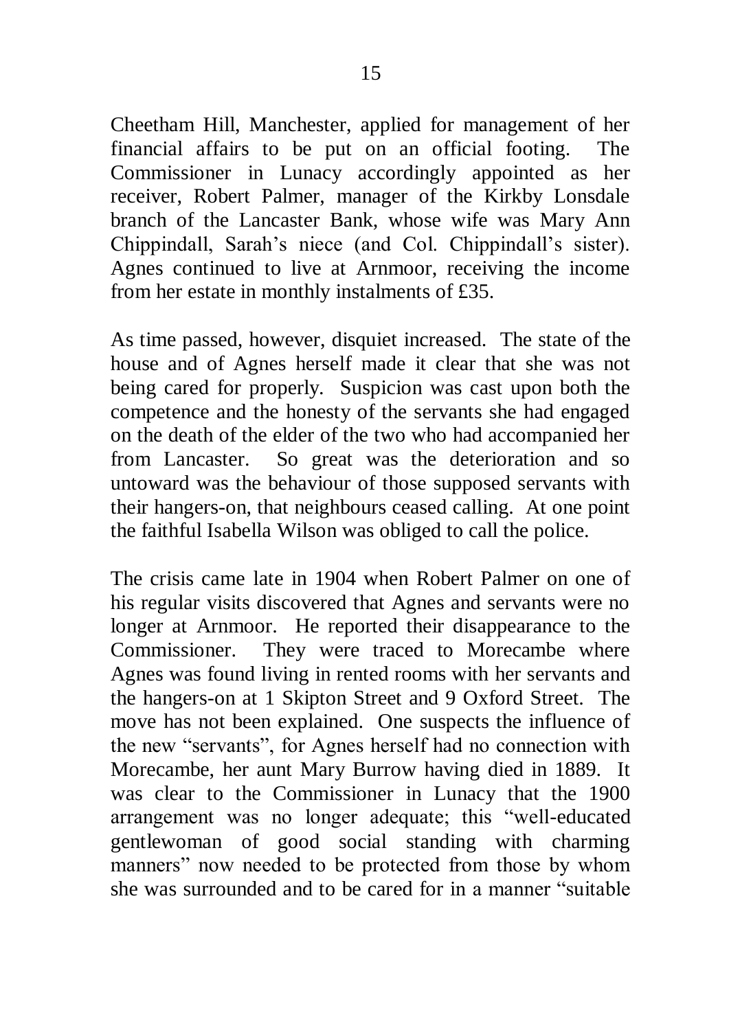Cheetham Hill, Manchester, applied for management of her financial affairs to be put on an official footing. The Commissioner in Lunacy accordingly appointed as her receiver, Robert Palmer, manager of the Kirkby Lonsdale branch of the Lancaster Bank, whose wife was Mary Ann Chippindall, Sarah's niece (and Col. Chippindall's sister). Agnes continued to live at Arnmoor, receiving the income from her estate in monthly instalments of £35.

As time passed, however, disquiet increased. The state of the house and of Agnes herself made it clear that she was not being cared for properly. Suspicion was cast upon both the competence and the honesty of the servants she had engaged on the death of the elder of the two who had accompanied her from Lancaster. So great was the deterioration and so untoward was the behaviour of those supposed servants with their hangers-on, that neighbours ceased calling. At one point the faithful Isabella Wilson was obliged to call the police.

The crisis came late in 1904 when Robert Palmer on one of his regular visits discovered that Agnes and servants were no longer at Arnmoor. He reported their disappearance to the Commissioner. They were traced to Morecambe where Agnes was found living in rented rooms with her servants and the hangers-on at 1 Skipton Street and 9 Oxford Street. The move has not been explained. One suspects the influence of the new "servants", for Agnes herself had no connection with Morecambe, her aunt Mary Burrow having died in 1889. It was clear to the Commissioner in Lunacy that the 1900 arrangement was no longer adequate; this "well-educated gentlewoman of good social standing with charming manners" now needed to be protected from those by whom she was surrounded and to be cared for in a manner "suitable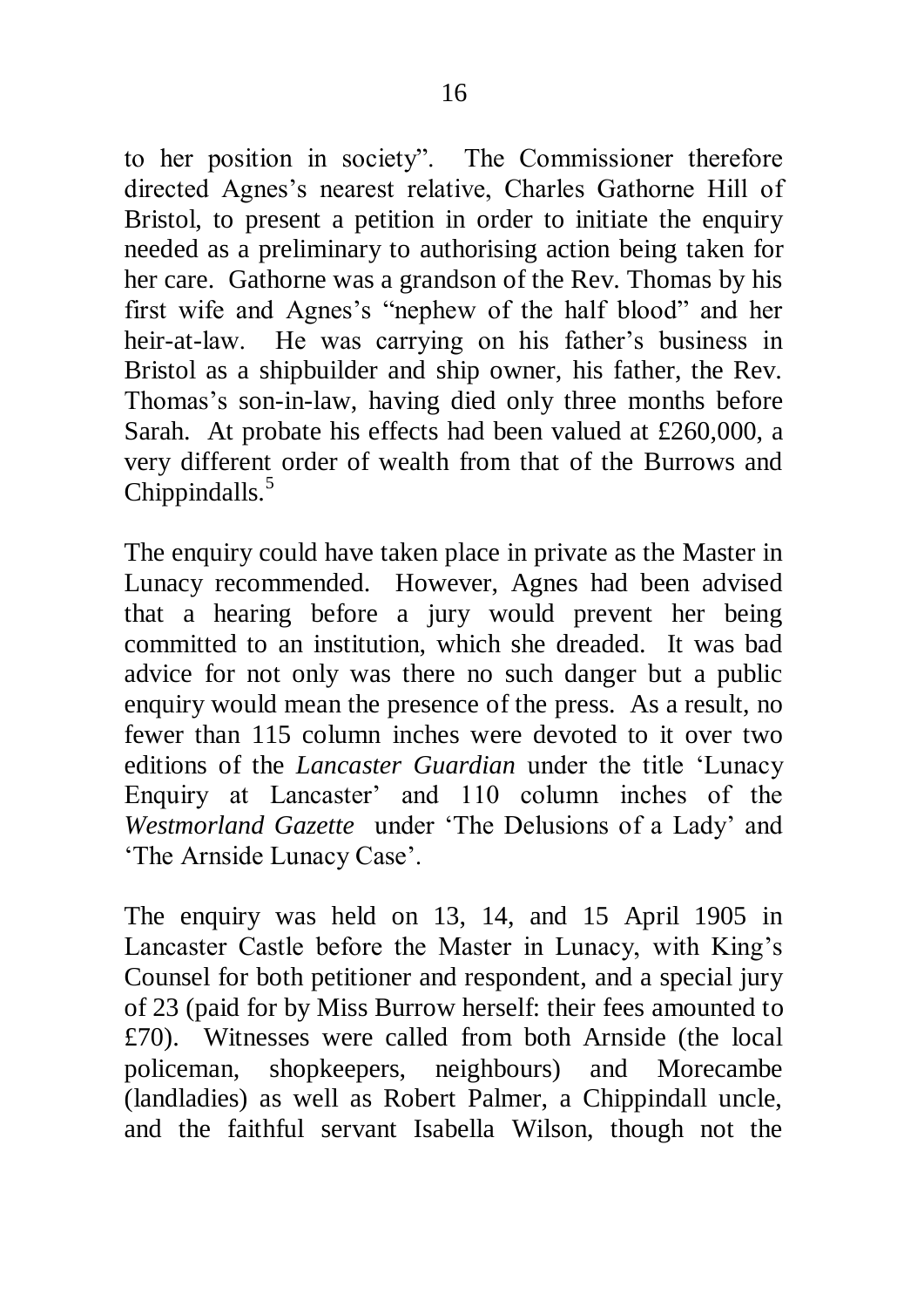to her position in society". The Commissioner therefore directed Agnes's nearest relative, Charles Gathorne Hill of Bristol, to present a petition in order to initiate the enquiry needed as a preliminary to authorising action being taken for her care. Gathorne was a grandson of the Rev. Thomas by his first wife and Agnes's "nephew of the half blood" and her heir-at-law. He was carrying on his father's business in Bristol as a shipbuilder and ship owner, his father, the Rev. Thomas's son-in-law, having died only three months before Sarah. At probate his effects had been valued at £260,000, a very different order of wealth from that of the Burrows and Chippindalls.[5]

The enquiry could have taken place in private as the Master in Lunacy recommended. However, Agnes had been advised that a hearing before a jury would prevent her being committed to an institution, which she dreaded. It was bad advice for not only was there no such danger but a public enquiry would mean the presence of the press. As a result, no fewer than 115 column inches were devoted to it over two editions of the *Lancaster Guardian* under the title 'Lunacy Enquiry at Lancaster' and 110 column inches of the *Westmorland Gazette* under 'The Delusions of a Lady' and 'The Arnside Lunacy Case'.

The enquiry was held on 13, 14, and 15 April 1905 in Lancaster Castle before the Master in Lunacy, with King's Counsel for both petitioner and respondent, and a special jury of 23 (paid for by Miss Burrow herself: their fees amounted to £70). Witnesses were called from both Arnside (the local policeman, shopkeepers, neighbours) and Morecambe (landladies) as well as Robert Palmer, a Chippindall uncle, and the faithful servant Isabella Wilson, though not the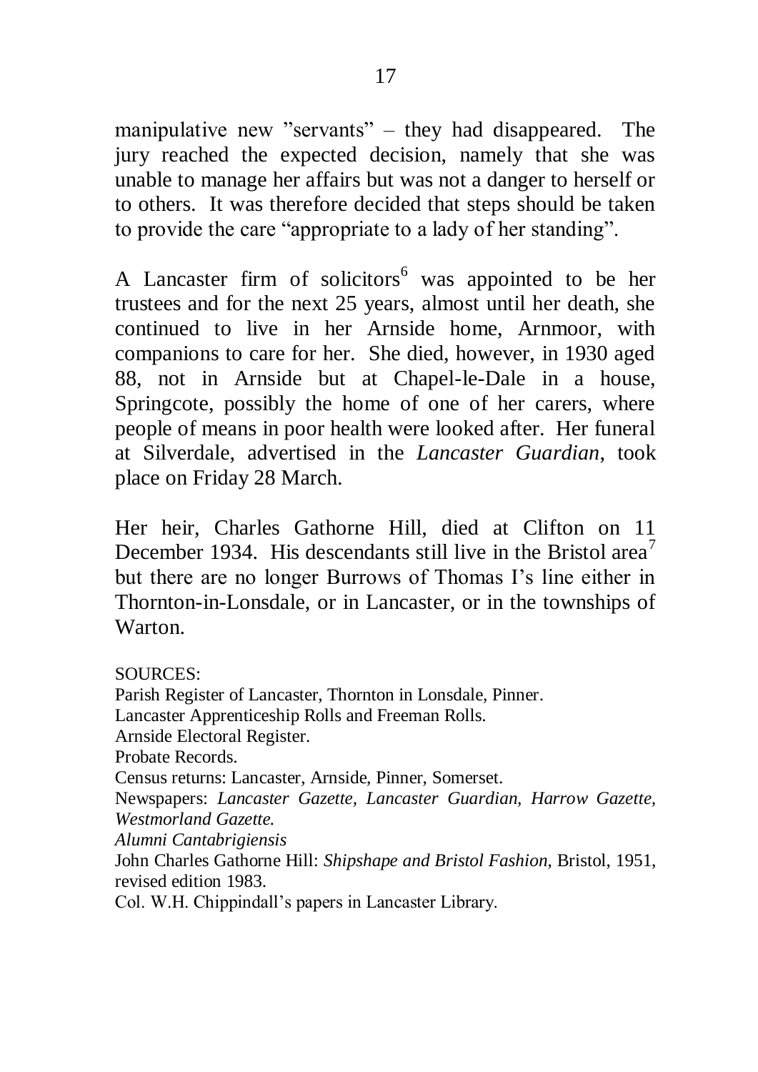manipulative new "servants" – they had disappeared. The jury reached the expected decision, namely that she was unable to manage her affairs but was not a danger to herself or to others. It was therefore decided that steps should be taken to provide the care "appropriate to a lady of her standing".

A Lancaster firm of solicitors[6] was appointed to be her trustees and for the next 25 years, almost until her death, she continued to live in her Arnside home, Arnmoor, with companions to care for her. She died, however, in 1930 aged 88, not in Arnside but at Chapel-le-Dale in a house, Springcote, possibly the home of one of her carers, where people of means in poor health were looked after. Her funeral at Silverdale, advertised in the *Lancaster Guardian*, took place on Friday 28 March.

Her heir, Charles Gathorne Hill, died at Clifton on 11 December 1934. His descendants still live in the Bristol area[7] but there are no longer Burrows of Thomas I's line either in Thornton-in-Lonsdale, or in Lancaster, or in the townships of Warton.

SOURCES:
Parish Register of Lancaster, Thornton in Lonsdale, Pinner.
Lancaster Apprenticeship Rolls and Freeman Rolls.
Arnside Electoral Register.
Probate Records.
Census returns: Lancaster, Arnside, Pinner, Somerset.
Newspapers: *Lancaster Gazette, Lancaster Guardian, Harrow Gazette, Westmorland Gazette.*
*Alumni Cantabrigiensis*
John Charles Gathorne Hill: *Shipshape and Bristol Fashion*, Bristol, 1951, revised edition 1983.
Col. W.H. Chippindall's papers in Lancaster Library.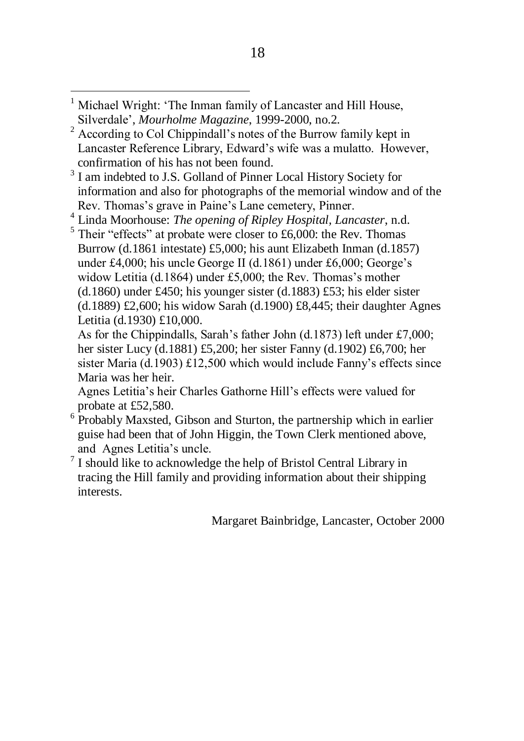[1] Michael Wright: 'The Inman family of Lancaster and Hill House, Silverdale', *Mourholme Magazine*, 1999-2000, no.2.

[2] According to Col Chippindall's notes of the Burrow family kept in Lancaster Reference Library, Edward's wife was a mulatto. However, confirmation of his has not been found.

[3] I am indebted to J.S. Golland of Pinner Local History Society for information and also for photographs of the memorial window and of the Rev. Thomas's grave in Paine's Lane cemetery, Pinner.

[4] Linda Moorhouse: *The opening of Ripley Hospital, Lancaster*, n.d.

[5] Their "effects" at probate were closer to £6,000: the Rev. Thomas Burrow (d.1861 intestate) £5,000; his aunt Elizabeth Inman (d.1857) under £4,000; his uncle George II (d.1861) under £6,000; George's widow Letitia (d.1864) under £5,000; the Rev. Thomas's mother (d.1860) under £450; his younger sister (d.1883) £53; his elder sister (d.1889) £2,600; his widow Sarah (d.1900) £8,445; their daughter Agnes Letitia (d.1930) £10,000.
As for the Chippindalls, Sarah's father John (d.1873) left under £7,000; her sister Lucy (d.1881) £5,200; her sister Fanny (d.1902) £6,700; her sister Maria (d.1903) £12,500 which would include Fanny's effects since Maria was her heir.
Agnes Letitia's heir Charles Gathorne Hill's effects were valued for probate at £52,580.

[6] Probably Maxsted, Gibson and Sturton, the partnership which in earlier guise had been that of John Higgin, the Town Clerk mentioned above, and Agnes Letitia's uncle.

[7] I should like to acknowledge the help of Bristol Central Library in tracing the Hill family and providing information about their shipping interests.

Margaret Bainbridge, Lancaster, October 2000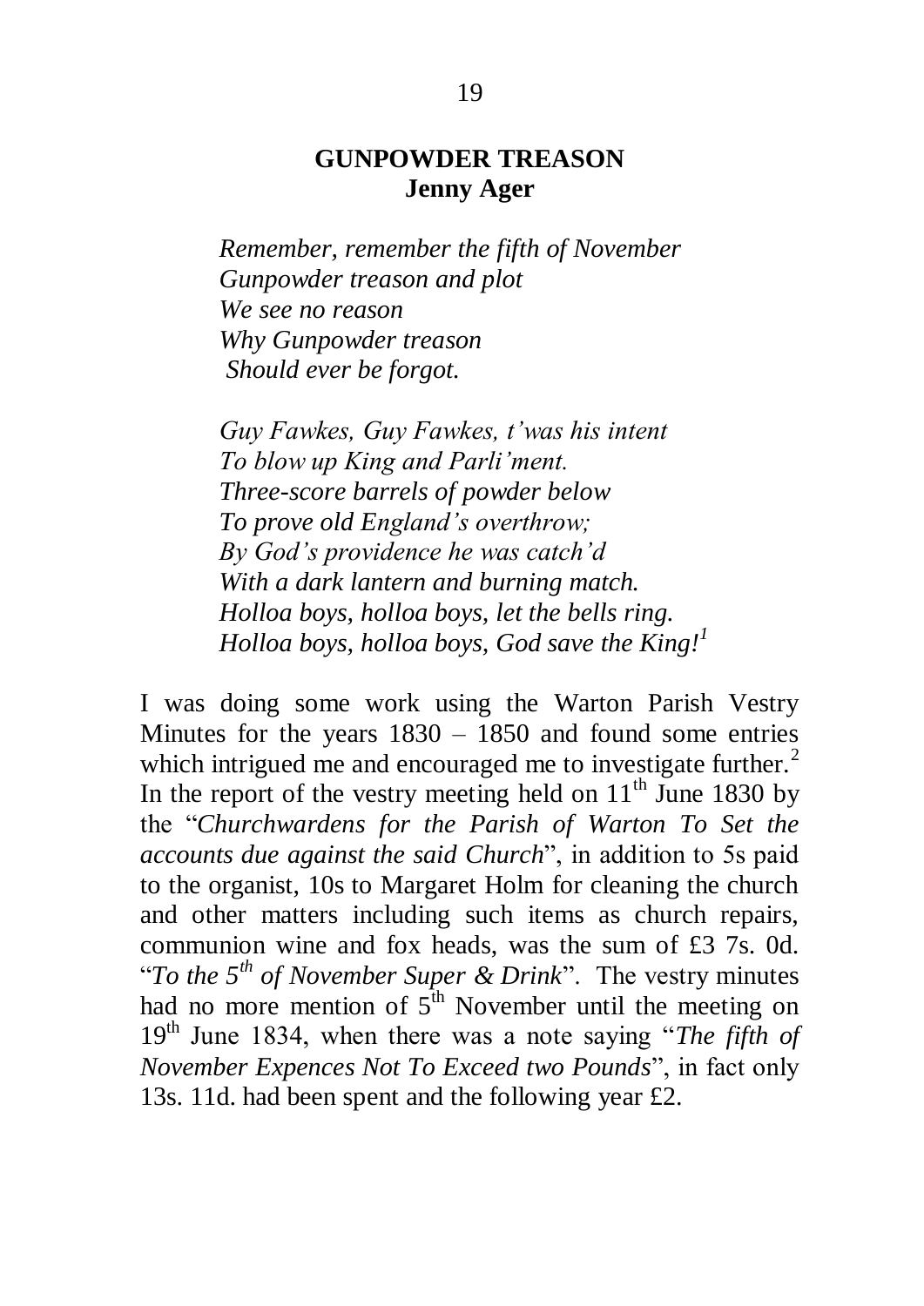## GUNPOWDER TREASON

**Jenny Ager**

*Remember, remember the fifth of November*
*Gunpowder treason and plot*
*We see no reason*
*Why Gunpowder treason*
*Should ever be forgot.*

*Guy Fawkes, Guy Fawkes, t'was his intent*
*To blow up King and Parli'ment.*
*Three-score barrels of powder below*
*To prove old England's overthrow;*
*By God's providence he was catch'd*
*With a dark lantern and burning match.*
*Holloa boys, holloa boys, let the bells ring.*
*Holloa boys, holloa boys, God save the King!*[1]

I was doing some work using the Warton Parish Vestry Minutes for the years 1830 – 1850 and found some entries which intrigued me and encouraged me to investigate further.[2] In the report of the vestry meeting held on 11th June 1830 by the "*Churchwardens for the Parish of Warton To Set the accounts due against the said Church*", in addition to 5s paid to the organist, 10s to Margaret Holm for cleaning the church and other matters including such items as church repairs, communion wine and fox heads, was the sum of £3 7s. 0d. "*To the 5th of November Super & Drink*". The vestry minutes had no more mention of 5th November until the meeting on 19th June 1834, when there was a note saying "*The fifth of November Expences Not To Exceed two Pounds*", in fact only 13s. 11d. had been spent and the following year £2.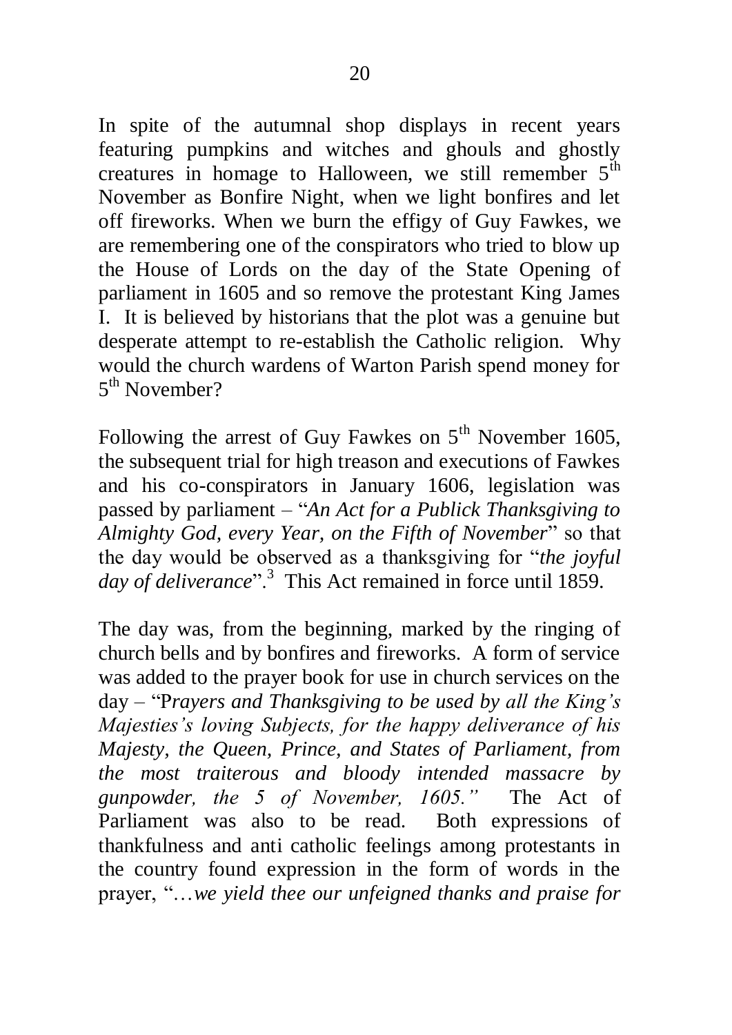In spite of the autumnal shop displays in recent years featuring pumpkins and witches and ghouls and ghostly creatures in homage to Halloween, we still remember 5th November as Bonfire Night, when we light bonfires and let off fireworks. When we burn the effigy of Guy Fawkes, we are remembering one of the conspirators who tried to blow up the House of Lords on the day of the State Opening of parliament in 1605 and so remove the protestant King James I. It is believed by historians that the plot was a genuine but desperate attempt to re-establish the Catholic religion. Why would the church wardens of Warton Parish spend money for 5th November?

Following the arrest of Guy Fawkes on 5th November 1605, the subsequent trial for high treason and executions of Fawkes and his co-conspirators in January 1606, legislation was passed by parliament – "*An Act for a Publick Thanksgiving to Almighty God, every Year, on the Fifth of November*" so that the day would be observed as a thanksgiving for "*the joyful day of deliverance*".[3] This Act remained in force until 1859.

The day was, from the beginning, marked by the ringing of church bells and by bonfires and fireworks. A form of service was added to the prayer book for use in church services on the day – "P*rayers and Thanksgiving to be used by all the King's Majesties's loving Subjects, for the happy deliverance of his Majesty, the Queen, Prince, and States of Parliament, from the most traiterous and bloody intended massacre by gunpowder, the 5 of November, 1605."* The Act of Parliament was also to be read. Both expressions of thankfulness and anti catholic feelings among protestants in the country found expression in the form of words in the prayer, "…*we yield thee our unfeigned thanks and praise for*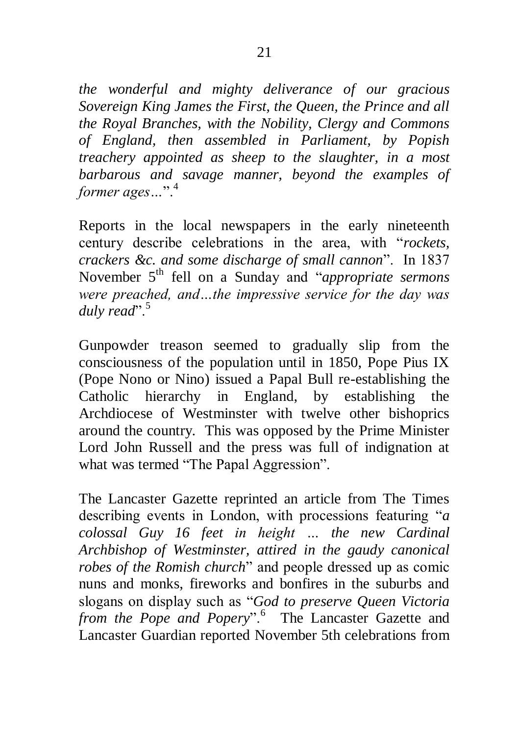*the wonderful and mighty deliverance of our gracious Sovereign King James the First, the Queen, the Prince and all the Royal Branches, with the Nobility, Clergy and Commons of England, then assembled in Parliament, by Popish treachery appointed as sheep to the slaughter, in a most barbarous and savage manner, beyond the examples of former ages…*".[4]

Reports in the local newspapers in the early nineteenth century describe celebrations in the area, with "*rockets, crackers &c. and some discharge of small cannon*". In 1837 November 5th fell on a Sunday and "*appropriate sermons were preached, and…the impressive service for the day was duly read*".[5]

Gunpowder treason seemed to gradually slip from the consciousness of the population until in 1850, Pope Pius IX (Pope Nono or Nino) issued a Papal Bull re-establishing the Catholic hierarchy in England, by establishing the Archdiocese of Westminster with twelve other bishoprics around the country. This was opposed by the Prime Minister Lord John Russell and the press was full of indignation at what was termed "The Papal Aggression".

The Lancaster Gazette reprinted an article from The Times describing events in London, with processions featuring "*a colossal Guy 16 feet in height … the new Cardinal Archbishop of Westminster, attired in the gaudy canonical robes of the Romish church*" and people dressed up as comic nuns and monks, fireworks and bonfires in the suburbs and slogans on display such as "*God to preserve Queen Victoria from the Pope and Popery*".[6] The Lancaster Gazette and Lancaster Guardian reported November 5th celebrations from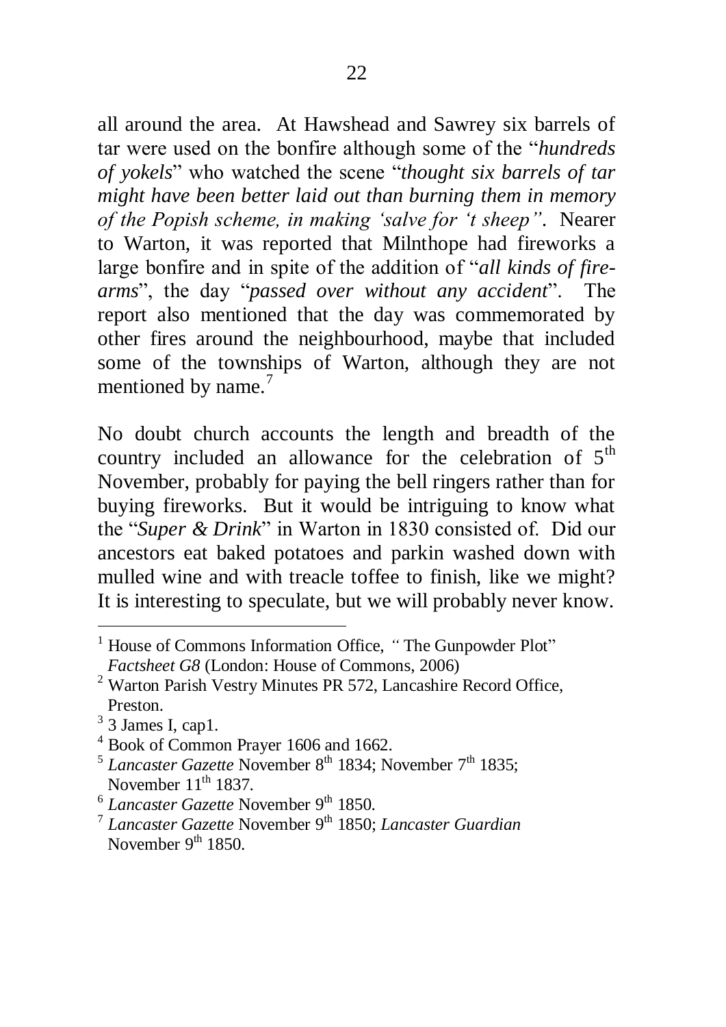all around the area. At Hawshead and Sawrey six barrels of tar were used on the bonfire although some of the "*hundreds of yokels*" who watched the scene "*thought six barrels of tar might have been better laid out than burning them in memory of the Popish scheme, in making 'salve for 't sheep"*. Nearer to Warton, it was reported that Milnthope had fireworks a large bonfire and in spite of the addition of "*all kinds of fire-arms*", the day "*passed over without any accident*". The report also mentioned that the day was commemorated by other fires around the neighbourhood, maybe that included some of the townships of Warton, although they are not mentioned by name.[7]

No doubt church accounts the length and breadth of the country included an allowance for the celebration of 5th November, probably for paying the bell ringers rather than for buying fireworks. But it would be intriguing to know what the "*Super & Drink*" in Warton in 1830 consisted of. Did our ancestors eat baked potatoes and parkin washed down with mulled wine and with treacle toffee to finish, like we might? It is interesting to speculate, but we will probably never know.

---

[1] House of Commons Information Office, *"* The Gunpowder Plot" *Factsheet G8* (London: House of Commons, 2006)

[2] Warton Parish Vestry Minutes PR 572, Lancashire Record Office, Preston.

[3] 3 James I, cap1.

[4] Book of Common Prayer 1606 and 1662.

[5] *Lancaster Gazette* November 8th 1834; November 7th 1835; November 11th 1837.

[6] *Lancaster Gazette* November 9th 1850.

[7] *Lancaster Gazette* November 9th 1850; *Lancaster Guardian* November 9th 1850.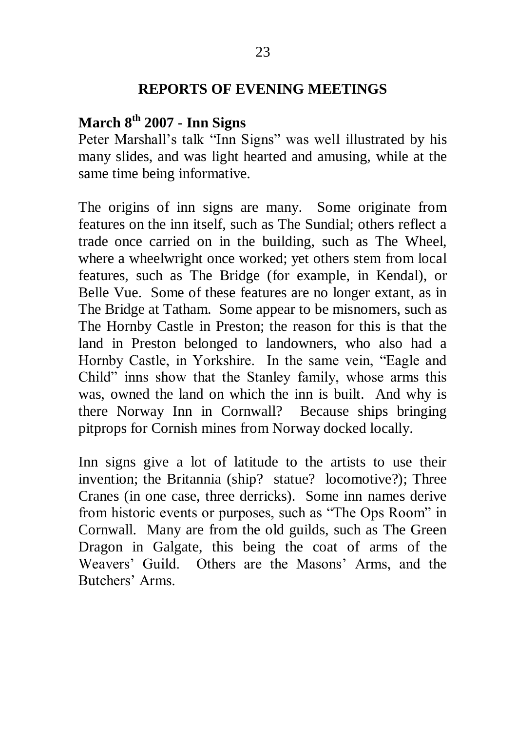## REPORTS OF EVENING MEETINGS

### March 8th 2007 - Inn Signs

Peter Marshall's talk "Inn Signs" was well illustrated by his many slides, and was light hearted and amusing, while at the same time being informative.

The origins of inn signs are many. Some originate from features on the inn itself, such as The Sundial; others reflect a trade once carried on in the building, such as The Wheel, where a wheelwright once worked; yet others stem from local features, such as The Bridge (for example, in Kendal), or Belle Vue. Some of these features are no longer extant, as in The Bridge at Tatham. Some appear to be misnomers, such as The Hornby Castle in Preston; the reason for this is that the land in Preston belonged to landowners, who also had a Hornby Castle, in Yorkshire. In the same vein, "Eagle and Child" inns show that the Stanley family, whose arms this was, owned the land on which the inn is built. And why is there Norway Inn in Cornwall? Because ships bringing pitprops for Cornish mines from Norway docked locally.

Inn signs give a lot of latitude to the artists to use their invention; the Britannia (ship? statue? locomotive?); Three Cranes (in one case, three derricks). Some inn names derive from historic events or purposes, such as "The Ops Room" in Cornwall. Many are from the old guilds, such as The Green Dragon in Galgate, this being the coat of arms of the Weavers' Guild. Others are the Masons' Arms, and the Butchers' Arms.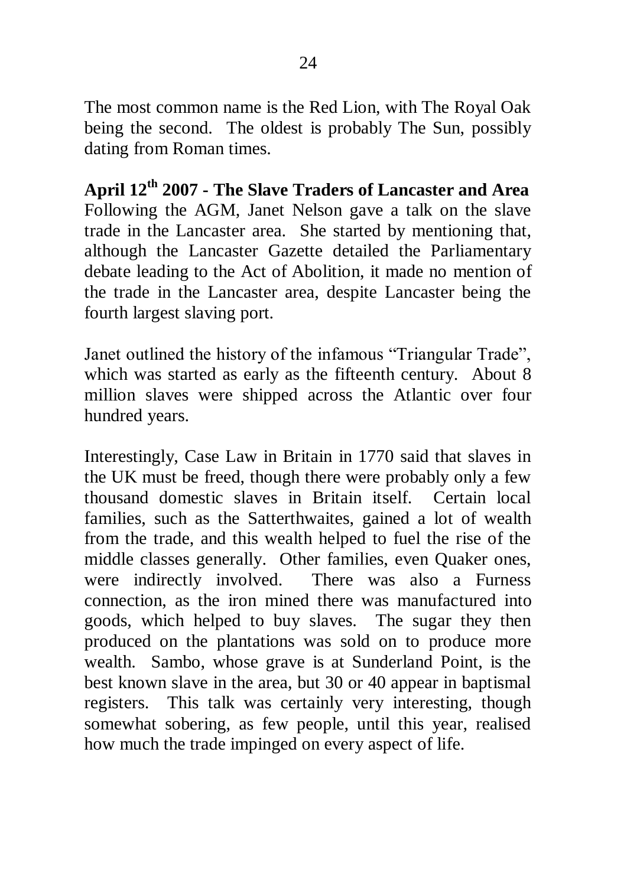The most common name is the Red Lion, with The Royal Oak being the second. The oldest is probably The Sun, possibly dating from Roman times.

**April 12th 2007 - The Slave Traders of Lancaster and Area**

Following the AGM, Janet Nelson gave a talk on the slave trade in the Lancaster area. She started by mentioning that, although the Lancaster Gazette detailed the Parliamentary debate leading to the Act of Abolition, it made no mention of the trade in the Lancaster area, despite Lancaster being the fourth largest slaving port.

Janet outlined the history of the infamous "Triangular Trade", which was started as early as the fifteenth century. About 8 million slaves were shipped across the Atlantic over four hundred years.

Interestingly, Case Law in Britain in 1770 said that slaves in the UK must be freed, though there were probably only a few thousand domestic slaves in Britain itself. Certain local families, such as the Satterthwaites, gained a lot of wealth from the trade, and this wealth helped to fuel the rise of the middle classes generally. Other families, even Quaker ones, were indirectly involved. There was also a Furness connection, as the iron mined there was manufactured into goods, which helped to buy slaves. The sugar they then produced on the plantations was sold on to produce more wealth. Sambo, whose grave is at Sunderland Point, is the best known slave in the area, but 30 or 40 appear in baptismal registers. This talk was certainly very interesting, though somewhat sobering, as few people, until this year, realised how much the trade impinged on every aspect of life.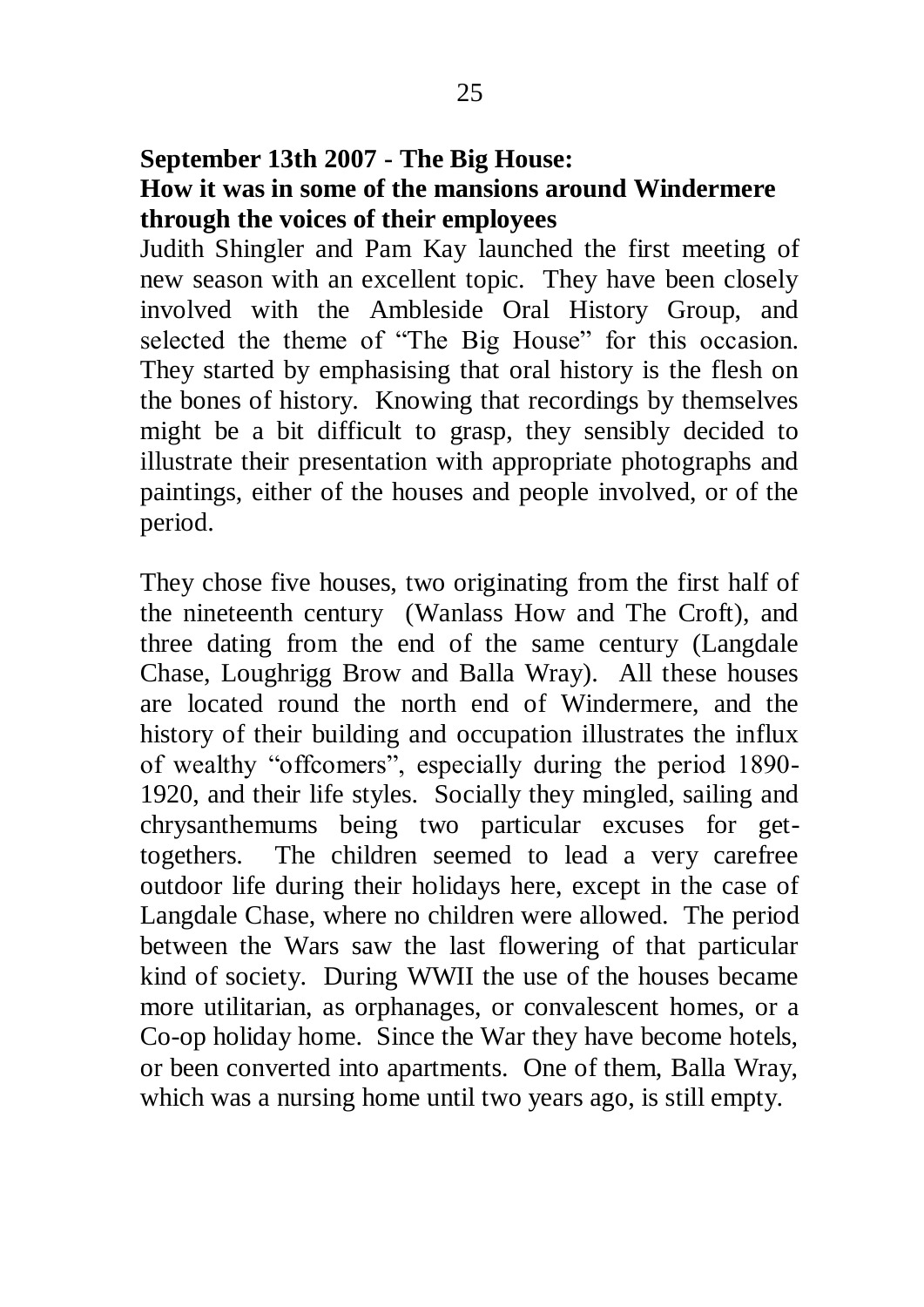**September 13th 2007 - The Big House: How it was in some of the mansions around Windermere through the voices of their employees**

Judith Shingler and Pam Kay launched the first meeting of new season with an excellent topic. They have been closely involved with the Ambleside Oral History Group, and selected the theme of "The Big House" for this occasion. They started by emphasising that oral history is the flesh on the bones of history. Knowing that recordings by themselves might be a bit difficult to grasp, they sensibly decided to illustrate their presentation with appropriate photographs and paintings, either of the houses and people involved, or of the period.

They chose five houses, two originating from the first half of the nineteenth century (Wanlass How and The Croft), and three dating from the end of the same century (Langdale Chase, Loughrigg Brow and Balla Wray). All these houses are located round the north end of Windermere, and the history of their building and occupation illustrates the influx of wealthy "offcomers", especially during the period 1890-1920, and their life styles. Socially they mingled, sailing and chrysanthemums being two particular excuses for get-togethers. The children seemed to lead a very carefree outdoor life during their holidays here, except in the case of Langdale Chase, where no children were allowed. The period between the Wars saw the last flowering of that particular kind of society. During WWII the use of the houses became more utilitarian, as orphanages, or convalescent homes, or a Co-op holiday home. Since the War they have become hotels, or been converted into apartments. One of them, Balla Wray, which was a nursing home until two years ago, is still empty.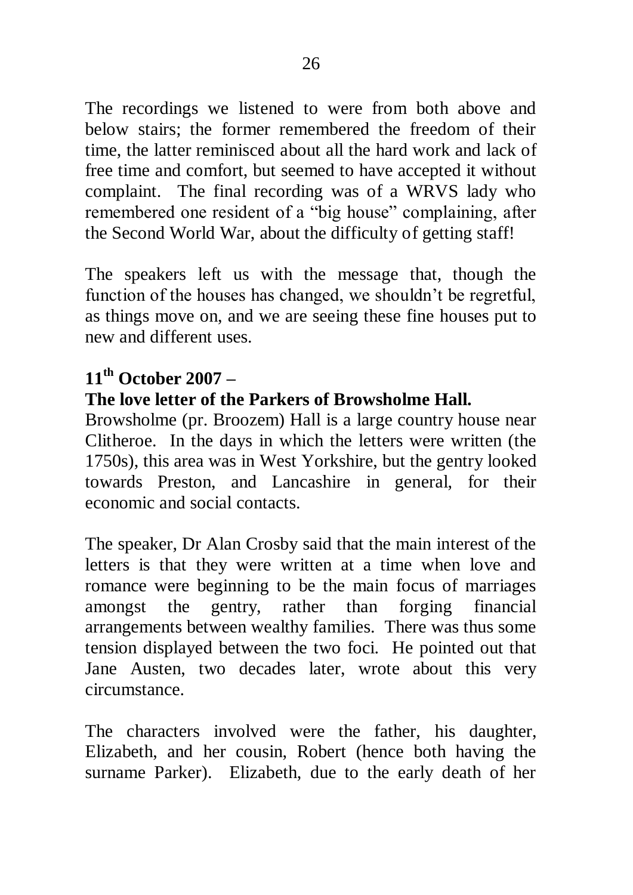The recordings we listened to were from both above and below stairs; the former remembered the freedom of their time, the latter reminisced about all the hard work and lack of free time and comfort, but seemed to have accepted it without complaint. The final recording was of a WRVS lady who remembered one resident of a "big house" complaining, after the Second World War, about the difficulty of getting staff!

The speakers left us with the message that, though the function of the houses has changed, we shouldn't be regretful, as things move on, and we are seeing these fine houses put to new and different uses.

**11th October 2007 –**

**The love letter of the Parkers of Browsholme Hall.**

Browsholme (pr. Broozem) Hall is a large country house near Clitheroe. In the days in which the letters were written (the 1750s), this area was in West Yorkshire, but the gentry looked towards Preston, and Lancashire in general, for their economic and social contacts.

The speaker, Dr Alan Crosby said that the main interest of the letters is that they were written at a time when love and romance were beginning to be the main focus of marriages amongst the gentry, rather than forging financial arrangements between wealthy families. There was thus some tension displayed between the two foci. He pointed out that Jane Austen, two decades later, wrote about this very circumstance.

The characters involved were the father, his daughter, Elizabeth, and her cousin, Robert (hence both having the surname Parker). Elizabeth, due to the early death of her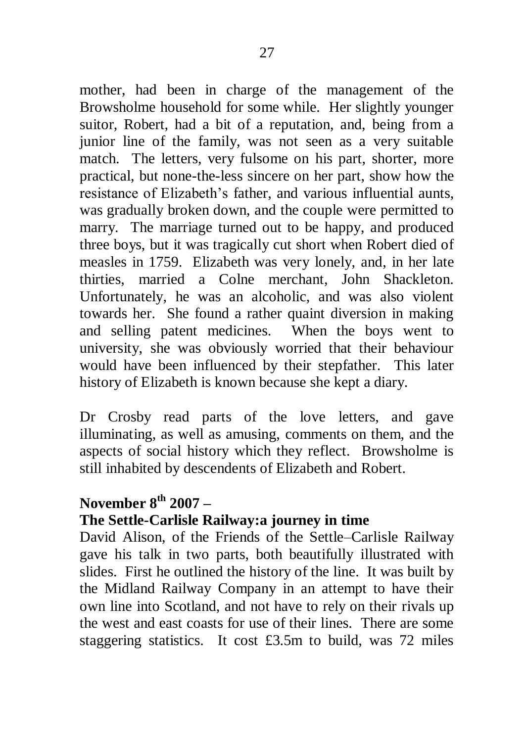mother, had been in charge of the management of the Browsholme household for some while. Her slightly younger suitor, Robert, had a bit of a reputation, and, being from a junior line of the family, was not seen as a very suitable match. The letters, very fulsome on his part, shorter, more practical, but none-the-less sincere on her part, show how the resistance of Elizabeth's father, and various influential aunts, was gradually broken down, and the couple were permitted to marry. The marriage turned out to be happy, and produced three boys, but it was tragically cut short when Robert died of measles in 1759. Elizabeth was very lonely, and, in her late thirties, married a Colne merchant, John Shackleton. Unfortunately, he was an alcoholic, and was also violent towards her. She found a rather quaint diversion in making and selling patent medicines. When the boys went to university, she was obviously worried that their behaviour would have been influenced by their stepfather. This later history of Elizabeth is known because she kept a diary.

Dr Crosby read parts of the love letters, and gave illuminating, as well as amusing, comments on them, and the aspects of social history which they reflect. Browsholme is still inhabited by descendents of Elizabeth and Robert.

**November 8th 2007 –**

**The Settle-Carlisle Railway:a journey in time**

David Alison, of the Friends of the Settle–Carlisle Railway gave his talk in two parts, both beautifully illustrated with slides. First he outlined the history of the line. It was built by the Midland Railway Company in an attempt to have their own line into Scotland, and not have to rely on their rivals up the west and east coasts for use of their lines. There are some staggering statistics. It cost £3.5m to build, was 72 miles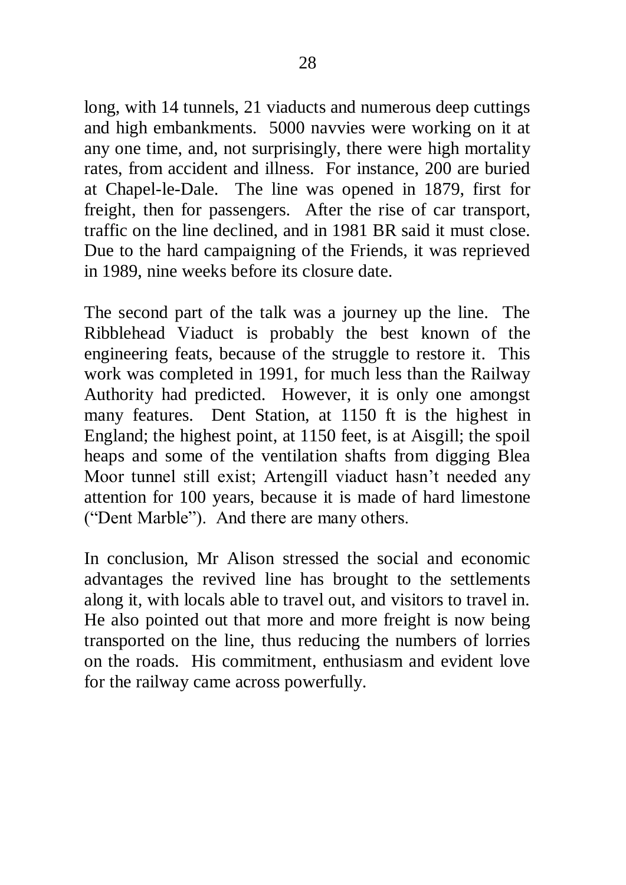long, with 14 tunnels, 21 viaducts and numerous deep cuttings and high embankments. 5000 navvies were working on it at any one time, and, not surprisingly, there were high mortality rates, from accident and illness. For instance, 200 are buried at Chapel-le-Dale. The line was opened in 1879, first for freight, then for passengers. After the rise of car transport, traffic on the line declined, and in 1981 BR said it must close. Due to the hard campaigning of the Friends, it was reprieved in 1989, nine weeks before its closure date.

The second part of the talk was a journey up the line. The Ribblehead Viaduct is probably the best known of the engineering feats, because of the struggle to restore it. This work was completed in 1991, for much less than the Railway Authority had predicted. However, it is only one amongst many features. Dent Station, at 1150 ft is the highest in England; the highest point, at 1150 feet, is at Aisgill; the spoil heaps and some of the ventilation shafts from digging Blea Moor tunnel still exist; Artengill viaduct hasn't needed any attention for 100 years, because it is made of hard limestone ("Dent Marble"). And there are many others.

In conclusion, Mr Alison stressed the social and economic advantages the revived line has brought to the settlements along it, with locals able to travel out, and visitors to travel in. He also pointed out that more and more freight is now being transported on the line, thus reducing the numbers of lorries on the roads. His commitment, enthusiasm and evident love for the railway came across powerfully.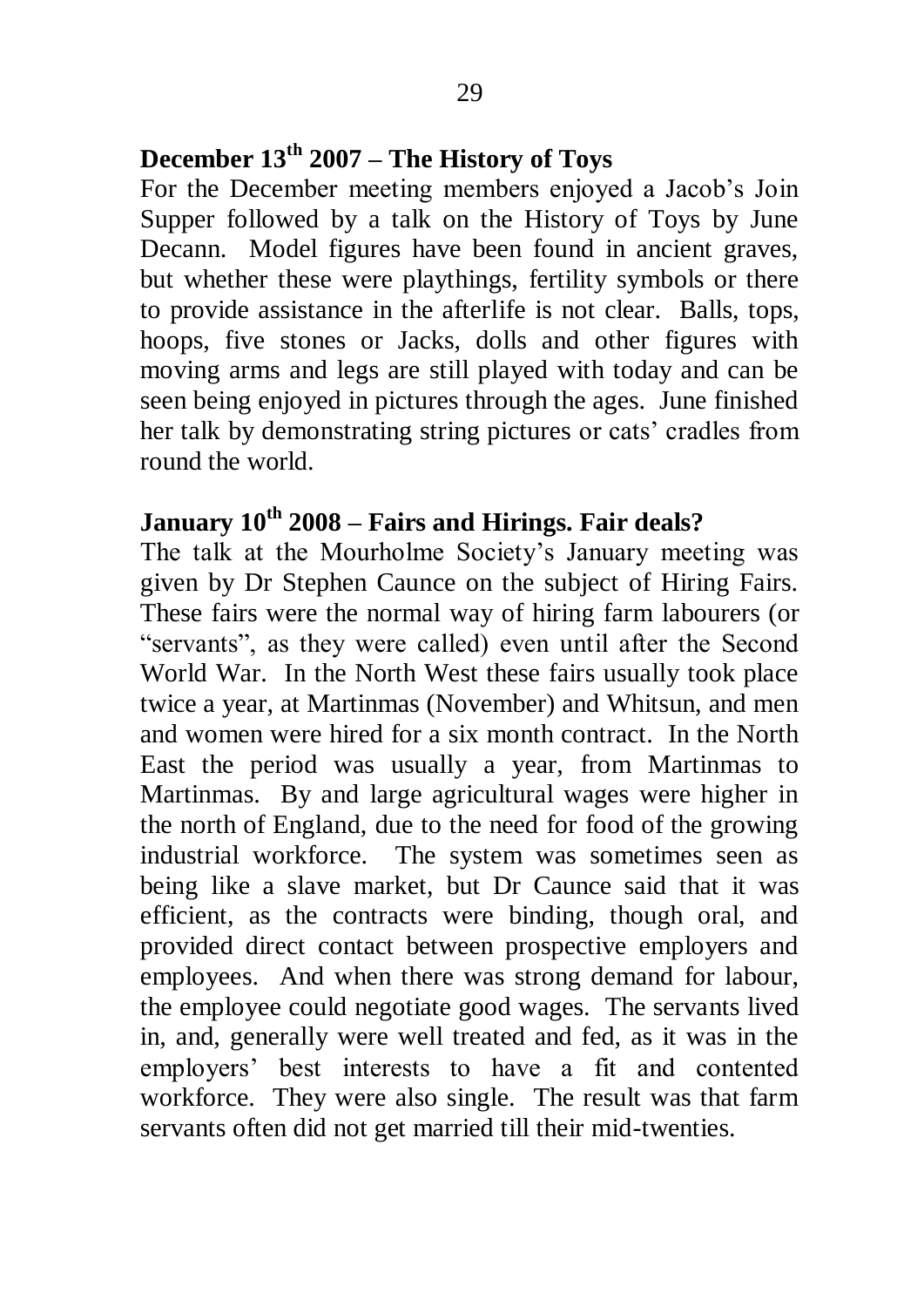## December 13th 2007 – The History of Toys

For the December meeting members enjoyed a Jacob's Join Supper followed by a talk on the History of Toys by June Decann. Model figures have been found in ancient graves, but whether these were playthings, fertility symbols or there to provide assistance in the afterlife is not clear. Balls, tops, hoops, five stones or Jacks, dolls and other figures with moving arms and legs are still played with today and can be seen being enjoyed in pictures through the ages. June finished her talk by demonstrating string pictures or cats' cradles from round the world.

## January 10th 2008 – Fairs and Hirings. Fair deals?

The talk at the Mourholme Society's January meeting was given by Dr Stephen Caunce on the subject of Hiring Fairs. These fairs were the normal way of hiring farm labourers (or "servants", as they were called) even until after the Second World War. In the North West these fairs usually took place twice a year, at Martinmas (November) and Whitsun, and men and women were hired for a six month contract. In the North East the period was usually a year, from Martinmas to Martinmas. By and large agricultural wages were higher in the north of England, due to the need for food of the growing industrial workforce. The system was sometimes seen as being like a slave market, but Dr Caunce said that it was efficient, as the contracts were binding, though oral, and provided direct contact between prospective employers and employees. And when there was strong demand for labour, the employee could negotiate good wages. The servants lived in, and, generally were well treated and fed, as it was in the employers' best interests to have a fit and contented workforce. They were also single. The result was that farm servants often did not get married till their mid-twenties.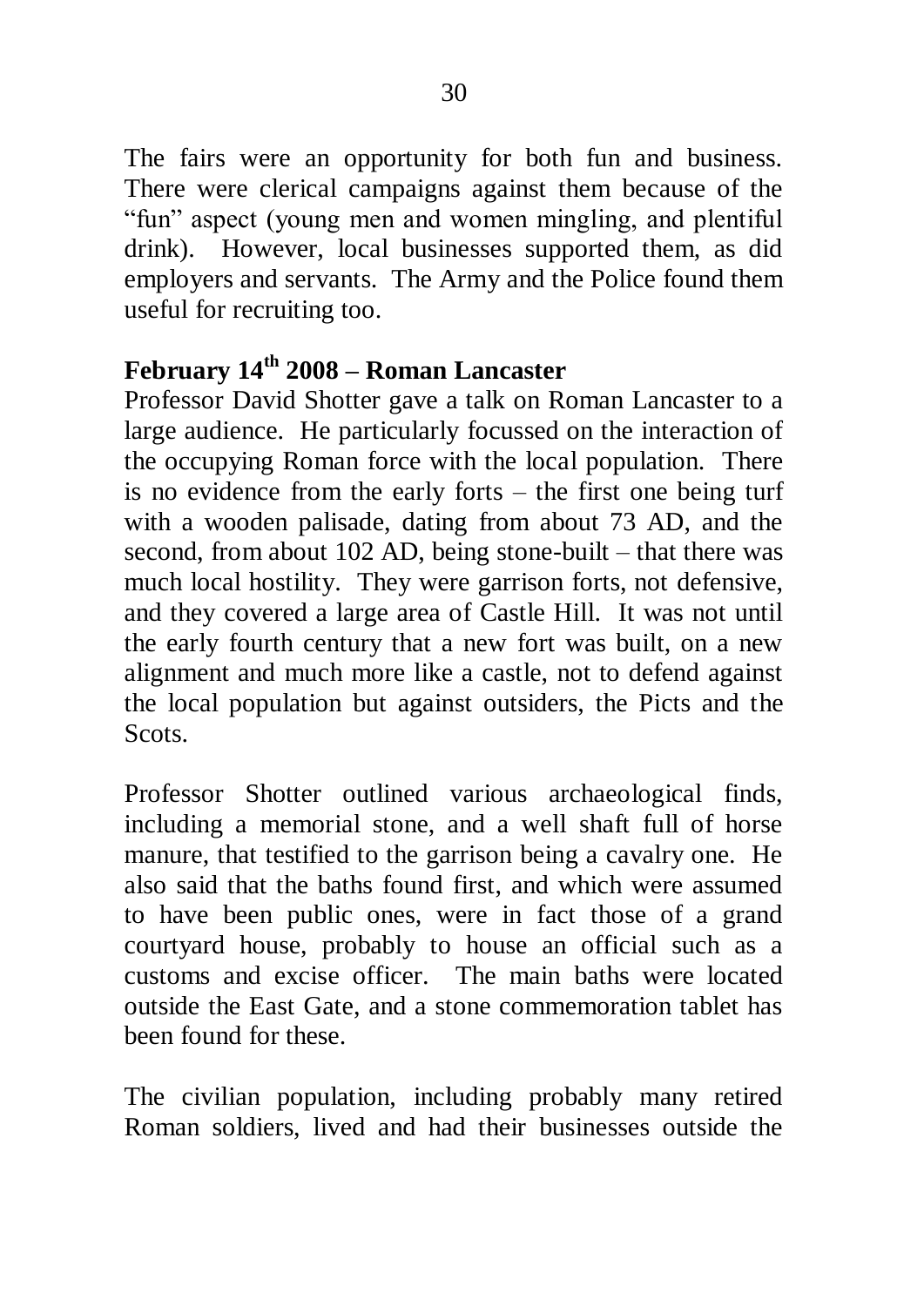The fairs were an opportunity for both fun and business. There were clerical campaigns against them because of the "fun" aspect (young men and women mingling, and plentiful drink). However, local businesses supported them, as did employers and servants. The Army and the Police found them useful for recruiting too.

## February 14th 2008 – Roman Lancaster

Professor David Shotter gave a talk on Roman Lancaster to a large audience. He particularly focussed on the interaction of the occupying Roman force with the local population. There is no evidence from the early forts – the first one being turf with a wooden palisade, dating from about 73 AD, and the second, from about 102 AD, being stone-built – that there was much local hostility. They were garrison forts, not defensive, and they covered a large area of Castle Hill. It was not until the early fourth century that a new fort was built, on a new alignment and much more like a castle, not to defend against the local population but against outsiders, the Picts and the Scots.

Professor Shotter outlined various archaeological finds, including a memorial stone, and a well shaft full of horse manure, that testified to the garrison being a cavalry one. He also said that the baths found first, and which were assumed to have been public ones, were in fact those of a grand courtyard house, probably to house an official such as a customs and excise officer. The main baths were located outside the East Gate, and a stone commemoration tablet has been found for these.

The civilian population, including probably many retired Roman soldiers, lived and had their businesses outside the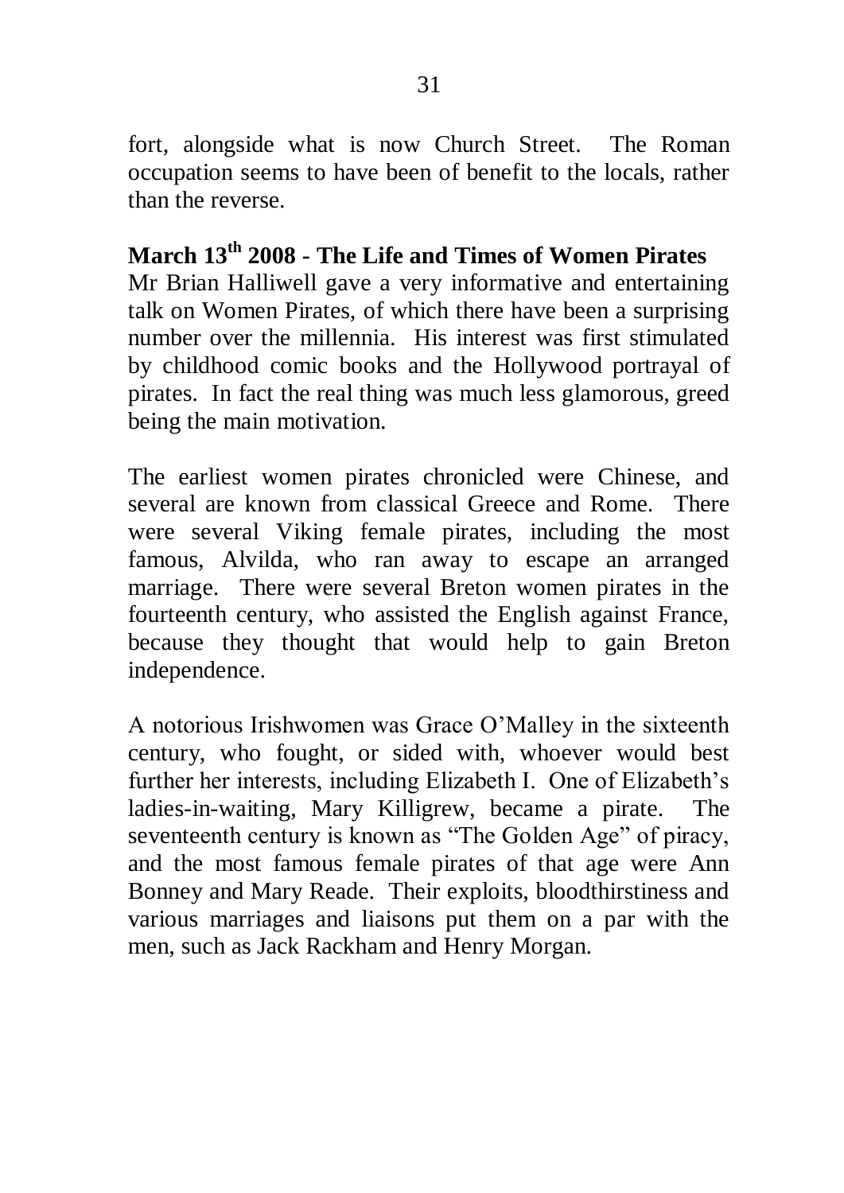fort, alongside what is now Church Street. The Roman occupation seems to have been of benefit to the locals, rather than the reverse.

**March 13th 2008 - The Life and Times of Women Pirates**

Mr Brian Halliwell gave a very informative and entertaining talk on Women Pirates, of which there have been a surprising number over the millennia. His interest was first stimulated by childhood comic books and the Hollywood portrayal of pirates. In fact the real thing was much less glamorous, greed being the main motivation.

The earliest women pirates chronicled were Chinese, and several are known from classical Greece and Rome. There were several Viking female pirates, including the most famous, Alvilda, who ran away to escape an arranged marriage. There were several Breton women pirates in the fourteenth century, who assisted the English against France, because they thought that would help to gain Breton independence.

A notorious Irishwomen was Grace O'Malley in the sixteenth century, who fought, or sided with, whoever would best further her interests, including Elizabeth I. One of Elizabeth's ladies-in-waiting, Mary Killigrew, became a pirate. The seventeenth century is known as "The Golden Age" of piracy, and the most famous female pirates of that age were Ann Bonney and Mary Reade. Their exploits, bloodthirstiness and various marriages and liaisons put them on a par with the men, such as Jack Rackham and Henry Morgan.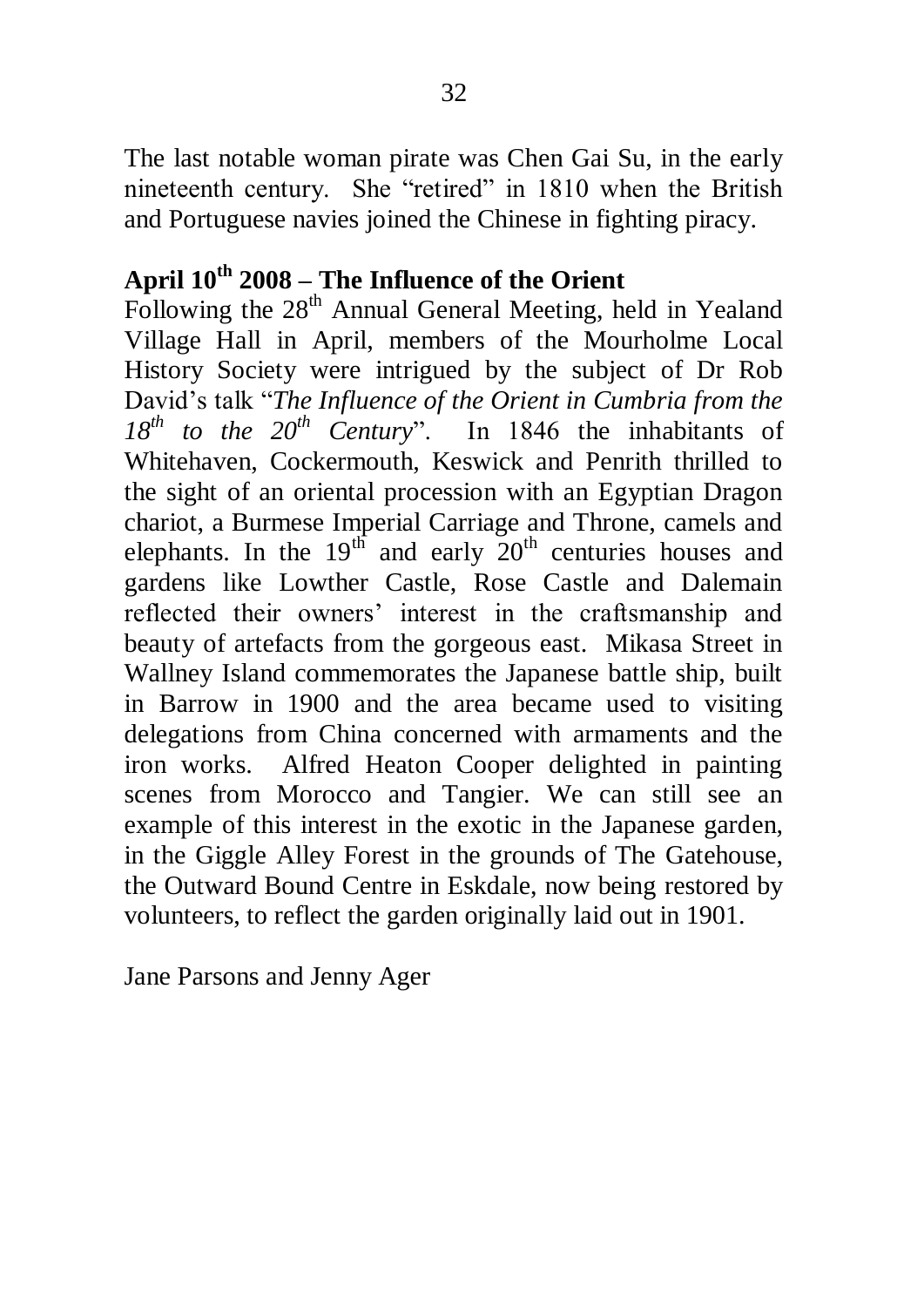The last notable woman pirate was Chen Gai Su, in the early nineteenth century. She "retired" in 1810 when the British and Portuguese navies joined the Chinese in fighting piracy.

## April 10th 2008 – The Influence of the Orient

Following the 28th Annual General Meeting, held in Yealand Village Hall in April, members of the Mourholme Local History Society were intrigued by the subject of Dr Rob David's talk "*The Influence of the Orient in Cumbria from the 18th to the 20th Century*". In 1846 the inhabitants of Whitehaven, Cockermouth, Keswick and Penrith thrilled to the sight of an oriental procession with an Egyptian Dragon chariot, a Burmese Imperial Carriage and Throne, camels and elephants. In the 19th and early 20th centuries houses and gardens like Lowther Castle, Rose Castle and Dalemain reflected their owners' interest in the craftsmanship and beauty of artefacts from the gorgeous east. Mikasa Street in Wallney Island commemorates the Japanese battle ship, built in Barrow in 1900 and the area became used to visiting delegations from China concerned with armaments and the iron works. Alfred Heaton Cooper delighted in painting scenes from Morocco and Tangier. We can still see an example of this interest in the exotic in the Japanese garden, in the Giggle Alley Forest in the grounds of The Gatehouse, the Outward Bound Centre in Eskdale, now being restored by volunteers, to reflect the garden originally laid out in 1901.

Jane Parsons and Jenny Ager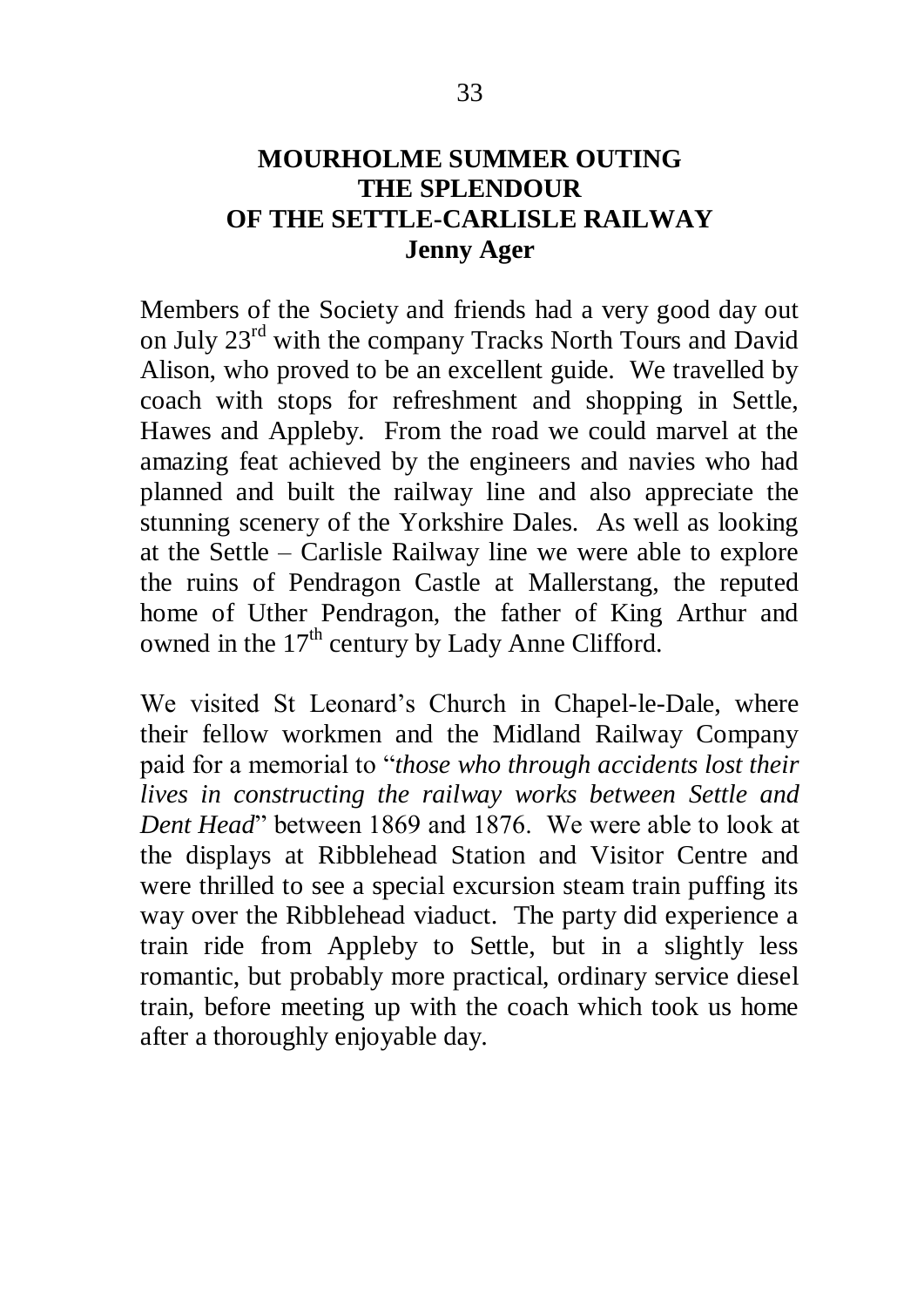## MOURHOLME SUMMER OUTING THE SPLENDOUR OF THE SETTLE-CARLISLE RAILWAY

**Jenny Ager**

Members of the Society and friends had a very good day out on July 23rd with the company Tracks North Tours and David Alison, who proved to be an excellent guide. We travelled by coach with stops for refreshment and shopping in Settle, Hawes and Appleby. From the road we could marvel at the amazing feat achieved by the engineers and navies who had planned and built the railway line and also appreciate the stunning scenery of the Yorkshire Dales. As well as looking at the Settle – Carlisle Railway line we were able to explore the ruins of Pendragon Castle at Mallerstang, the reputed home of Uther Pendragon, the father of King Arthur and owned in the 17th century by Lady Anne Clifford.

We visited St Leonard's Church in Chapel-le-Dale, where their fellow workmen and the Midland Railway Company paid for a memorial to "*those who through accidents lost their lives in constructing the railway works between Settle and Dent Head*" between 1869 and 1876. We were able to look at the displays at Ribblehead Station and Visitor Centre and were thrilled to see a special excursion steam train puffing its way over the Ribblehead viaduct. The party did experience a train ride from Appleby to Settle, but in a slightly less romantic, but probably more practical, ordinary service diesel train, before meeting up with the coach which took us home after a thoroughly enjoyable day.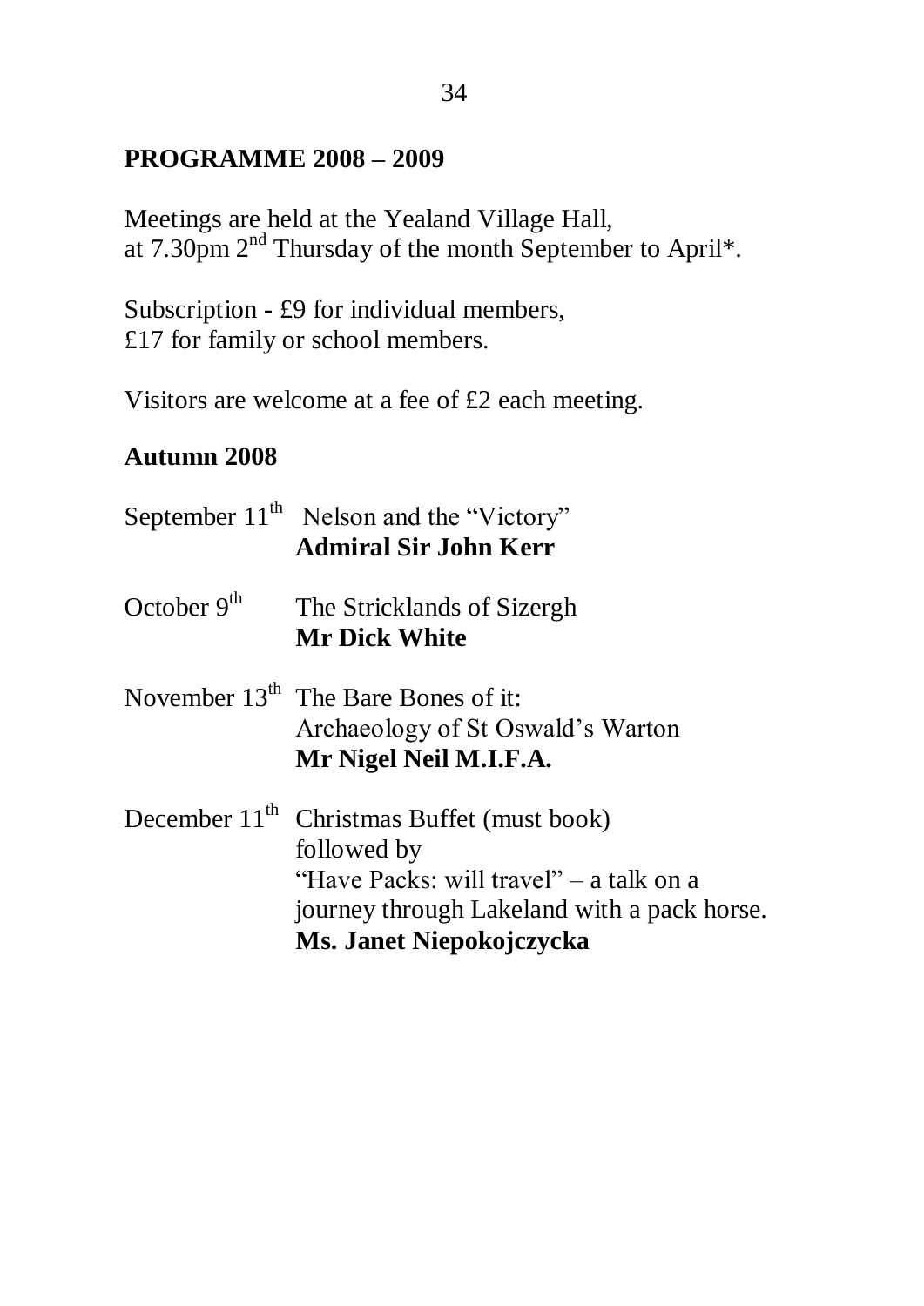## PROGRAMME 2008 – 2009

Meetings are held at the Yealand Village Hall, at 7.30pm 2nd Thursday of the month September to April*.

Subscription - £9 for individual members,
£17 for family or school members.

Visitors are welcome at a fee of £2 each meeting.

### Autumn 2008

September 11th Nelson and the "Victory"
**Admiral Sir John Kerr**

October 9th The Stricklands of Sizergh
**Mr Dick White**

November 13th The Bare Bones of it:
Archaeology of St Oswald's Warton
**Mr Nigel Neil M.I.F.A.**

December 11th Christmas Buffet (must book)
followed by
"Have Packs: will travel" – a talk on a journey through Lakeland with a pack horse.
**Ms. Janet Niepokojczycka**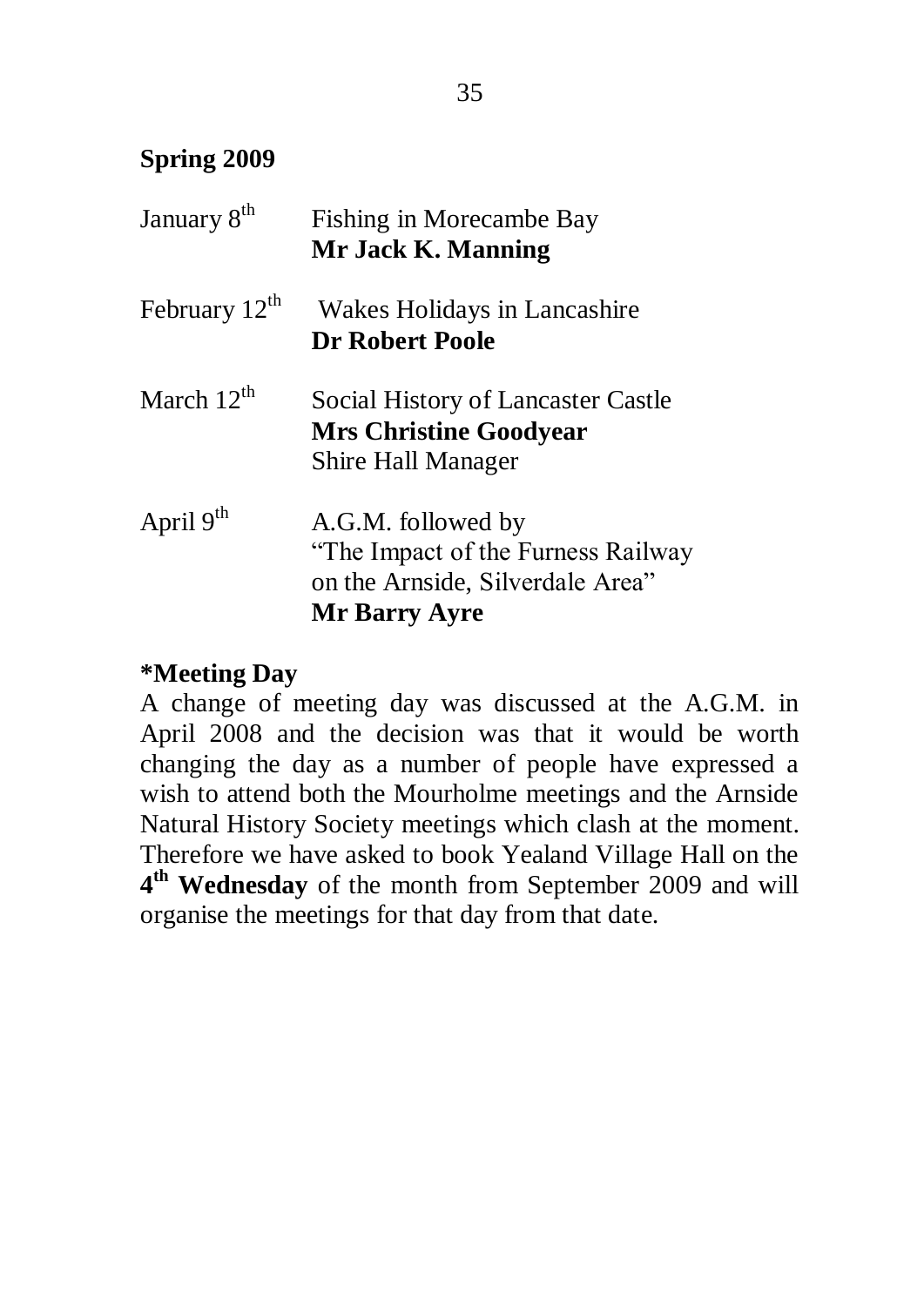## Spring 2009

| | |
|---|---|
| January 8th | Fishing in Morecambe Bay<br>**Mr Jack K. Manning** |
| February 12th | Wakes Holidays in Lancashire<br>**Dr Robert Poole** |
| March 12th | Social History of Lancaster Castle<br>**Mrs Christine Goodyear**<br>Shire Hall Manager |
| April 9th | A.G.M. followed by<br>"The Impact of the Furness Railway on the Arnside, Silverdale Area"<br>**Mr Barry Ayre** |

**\*Meeting Day**

A change of meeting day was discussed at the A.G.M. in April 2008 and the decision was that it would be worth changing the day as a number of people have expressed a wish to attend both the Mourholme meetings and the Arnside Natural History Society meetings which clash at the moment. Therefore we have asked to book Yealand Village Hall on the **4th Wednesday** of the month from September 2009 and will organise the meetings for that day from that date.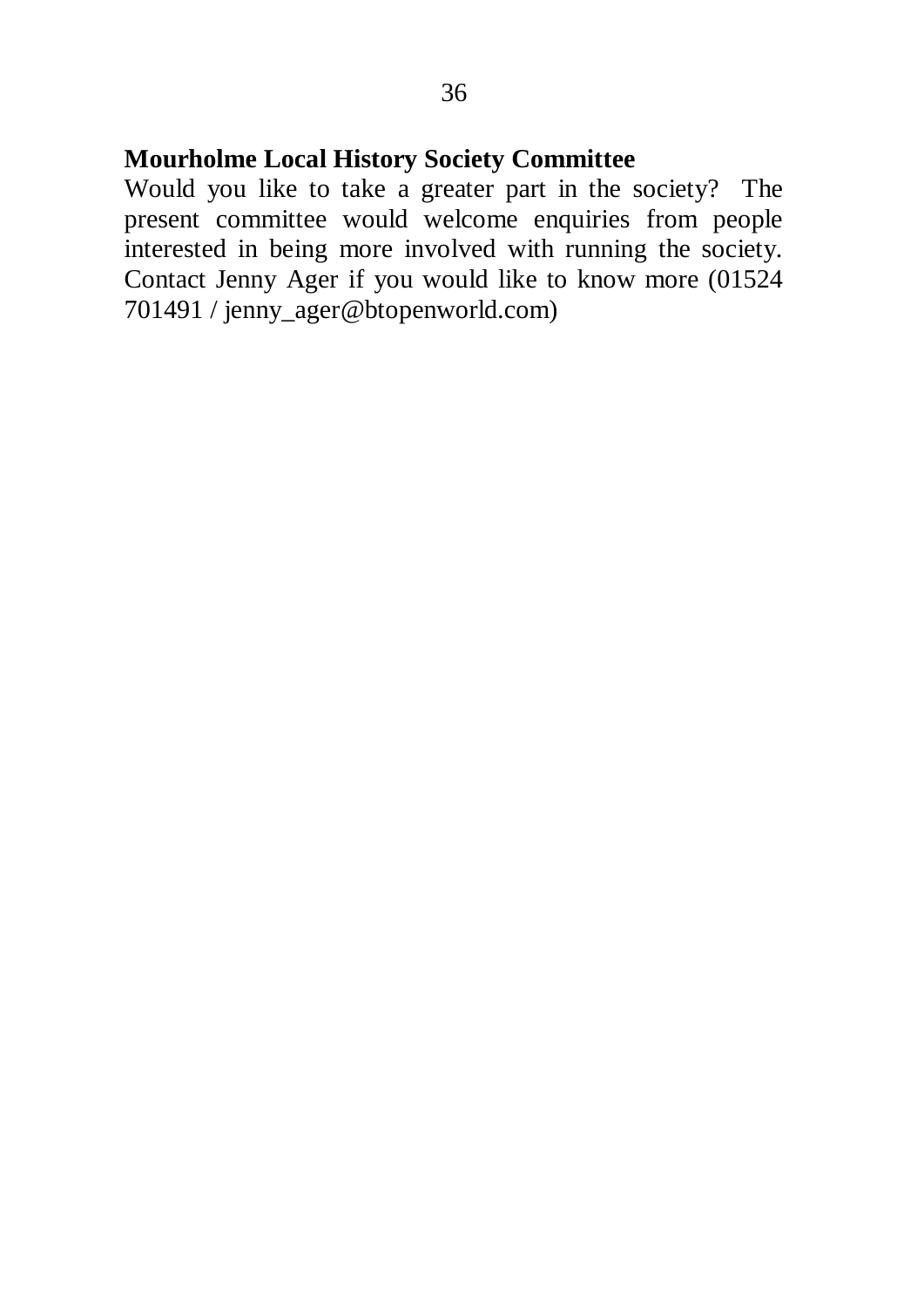**Mourholme Local History Society Committee**

Would you like to take a greater part in the society? The present committee would welcome enquiries from people interested in being more involved with running the society. Contact Jenny Ager if you would like to know more (01524 701491 / jenny_ager@btopenworld.com)